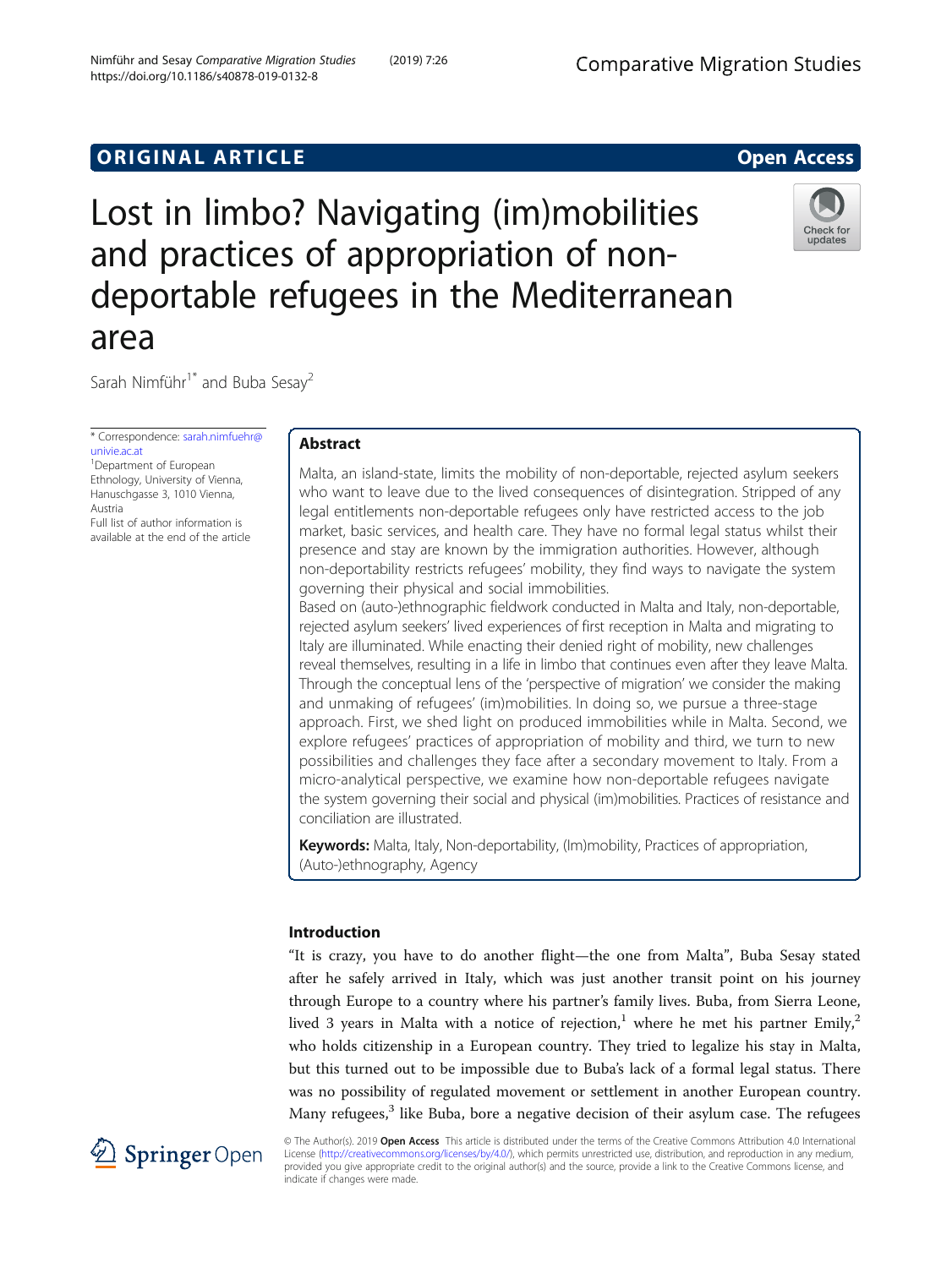ORIGINAL ARTICLE

Open Access

# Lost in limbo? Navigating (im)mobilities and practices of appropriation of non-deportable refugees in the Mediterranean area

Sarah Nimführ[1*] and Buba Sesay[2]

\* Correspondence: sarah.nimfuehr@univie.ac.at
[1]Department of European Ethnology, University of Vienna, Hanuschgasse 3, 1010 Vienna, Austria
Full list of author information is available at the end of the article

## Abstract

Malta, an island-state, limits the mobility of non-deportable, rejected asylum seekers who want to leave due to the lived consequences of disintegration. Stripped of any legal entitlements non-deportable refugees only have restricted access to the job market, basic services, and health care. They have no formal legal status whilst their presence and stay are known by the immigration authorities. However, although non-deportability restricts refugees' mobility, they find ways to navigate the system governing their physical and social immobilities.

Based on (auto-)ethnographic fieldwork conducted in Malta and Italy, non-deportable, rejected asylum seekers' lived experiences of first reception in Malta and migrating to Italy are illuminated. While enacting their denied right of mobility, new challenges reveal themselves, resulting in a life in limbo that continues even after they leave Malta. Through the conceptual lens of the 'perspective of migration' we consider the making and unmaking of refugees' (im)mobilities. In doing so, we pursue a three-stage approach. First, we shed light on produced immobilities while in Malta. Second, we explore refugees' practices of appropriation of mobility and third, we turn to new possibilities and challenges they face after a secondary movement to Italy. From a micro-analytical perspective, we examine how non-deportable refugees navigate the system governing their social and physical (im)mobilities. Practices of resistance and conciliation are illustrated.

**Keywords:** Malta, Italy, Non-deportability, (Im)mobility, Practices of appropriation, (Auto-)ethnography, Agency

## Introduction

"It is crazy, you have to do another flight—the one from Malta", Buba Sesay stated after he safely arrived in Italy, which was just another transit point on his journey through Europe to a country where his partner's family lives. Buba, from Sierra Leone, lived 3 years in Malta with a notice of rejection,[1] where he met his partner Emily,[2] who holds citizenship in a European country. They tried to legalize his stay in Malta, but this turned out to be impossible due to Buba's lack of a formal legal status. There was no possibility of regulated movement or settlement in another European country. Many refugees,[3] like Buba, bore a negative decision of their asylum case. The refugees

© The Author(s). 2019 **Open Access** This article is distributed under the terms of the Creative Commons Attribution 4.0 International License (http://creativecommons.org/licenses/by/4.0/), which permits unrestricted use, distribution, and reproduction in any medium, provided you give appropriate credit to the original author(s) and the source, provide a link to the Creative Commons license, and indicate if changes were made.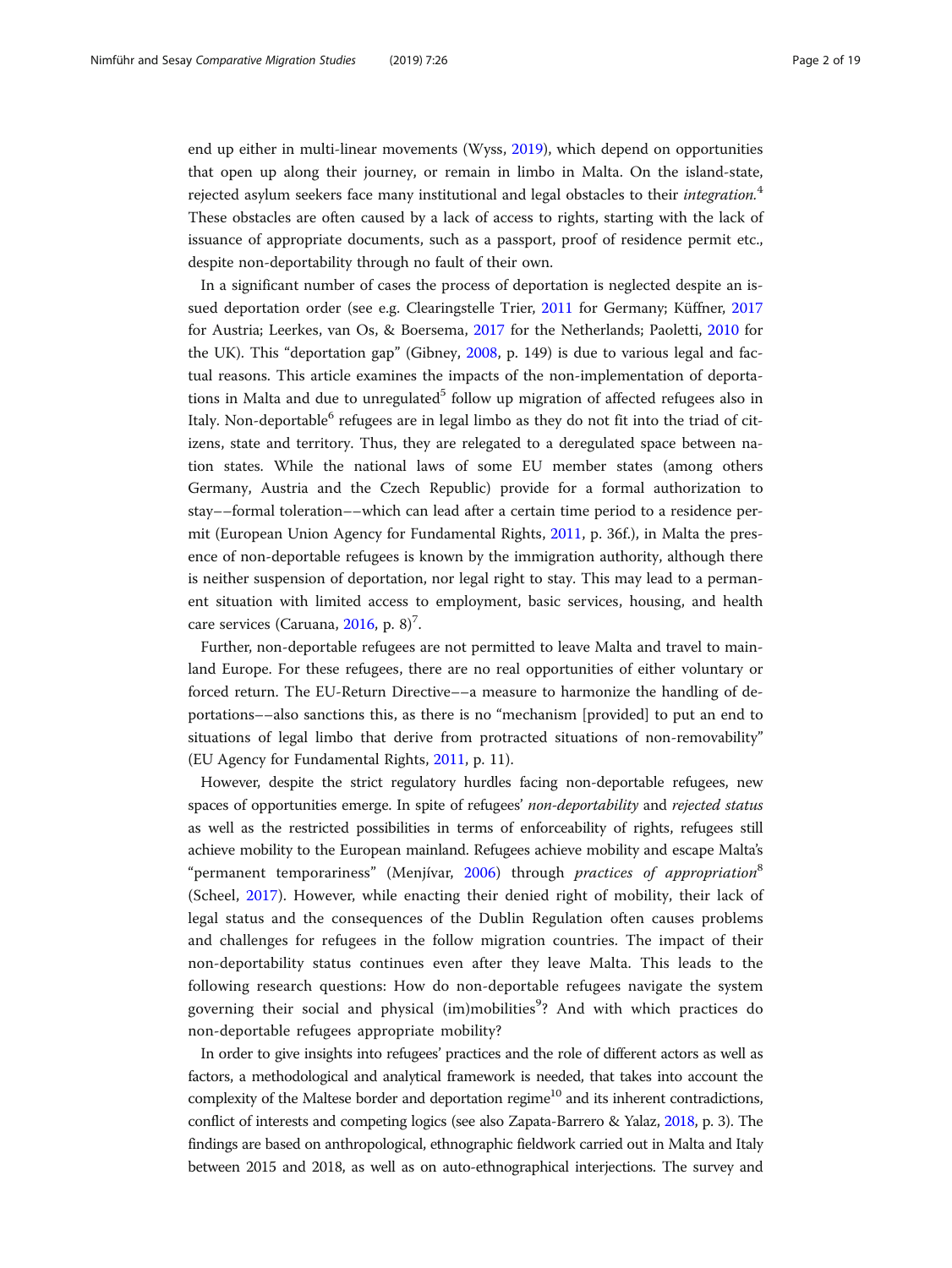end up either in multi-linear movements (Wyss, 2019), which depend on opportunities that open up along their journey, or remain in limbo in Malta. On the island-state, rejected asylum seekers face many institutional and legal obstacles to their *integration*.[4] These obstacles are often caused by a lack of access to rights, starting with the lack of issuance of appropriate documents, such as a passport, proof of residence permit etc., despite non-deportability through no fault of their own.

In a significant number of cases the process of deportation is neglected despite an issued deportation order (see e.g. Clearingstelle Trier, 2011 for Germany; Küffner, 2017 for Austria; Leerkes, van Os, & Boersema, 2017 for the Netherlands; Paoletti, 2010 for the UK). This "deportation gap" (Gibney, 2008, p. 149) is due to various legal and factual reasons. This article examines the impacts of the non-implementation of deportations in Malta and due to unregulated[5] follow up migration of affected refugees also in Italy. Non-deportable[6] refugees are in legal limbo as they do not fit into the triad of citizens, state and territory. Thus, they are relegated to a deregulated space between nation states. While the national laws of some EU member states (among others Germany, Austria and the Czech Republic) provide for a formal authorization to stay––formal toleration––which can lead after a certain time period to a residence permit (European Union Agency for Fundamental Rights, 2011, p. 36f.), in Malta the presence of non-deportable refugees is known by the immigration authority, although there is neither suspension of deportation, nor legal right to stay. This may lead to a permanent situation with limited access to employment, basic services, housing, and health care services (Caruana, 2016, p. 8)[7].

Further, non-deportable refugees are not permitted to leave Malta and travel to mainland Europe. For these refugees, there are no real opportunities of either voluntary or forced return. The EU-Return Directive––a measure to harmonize the handling of deportations––also sanctions this, as there is no "mechanism [provided] to put an end to situations of legal limbo that derive from protracted situations of non-removability" (EU Agency for Fundamental Rights, 2011, p. 11).

However, despite the strict regulatory hurdles facing non-deportable refugees, new spaces of opportunities emerge. In spite of refugees' *non-deportability* and *rejected status* as well as the restricted possibilities in terms of enforceability of rights, refugees still achieve mobility to the European mainland. Refugees achieve mobility and escape Malta's "permanent temporariness" (Menjívar, 2006) through *practices of appropriation*[8] (Scheel, 2017). However, while enacting their denied right of mobility, their lack of legal status and the consequences of the Dublin Regulation often causes problems and challenges for refugees in the follow migration countries. The impact of their non-deportability status continues even after they leave Malta. This leads to the following research questions: How do non-deportable refugees navigate the system governing their social and physical (im)mobilities[9]? And with which practices do non-deportable refugees appropriate mobility?

In order to give insights into refugees' practices and the role of different actors as well as factors, a methodological and analytical framework is needed, that takes into account the complexity of the Maltese border and deportation regime[10] and its inherent contradictions, conflict of interests and competing logics (see also Zapata-Barrero & Yalaz, 2018, p. 3). The findings are based on anthropological, ethnographic fieldwork carried out in Malta and Italy between 2015 and 2018, as well as on auto-ethnographical interjections. The survey and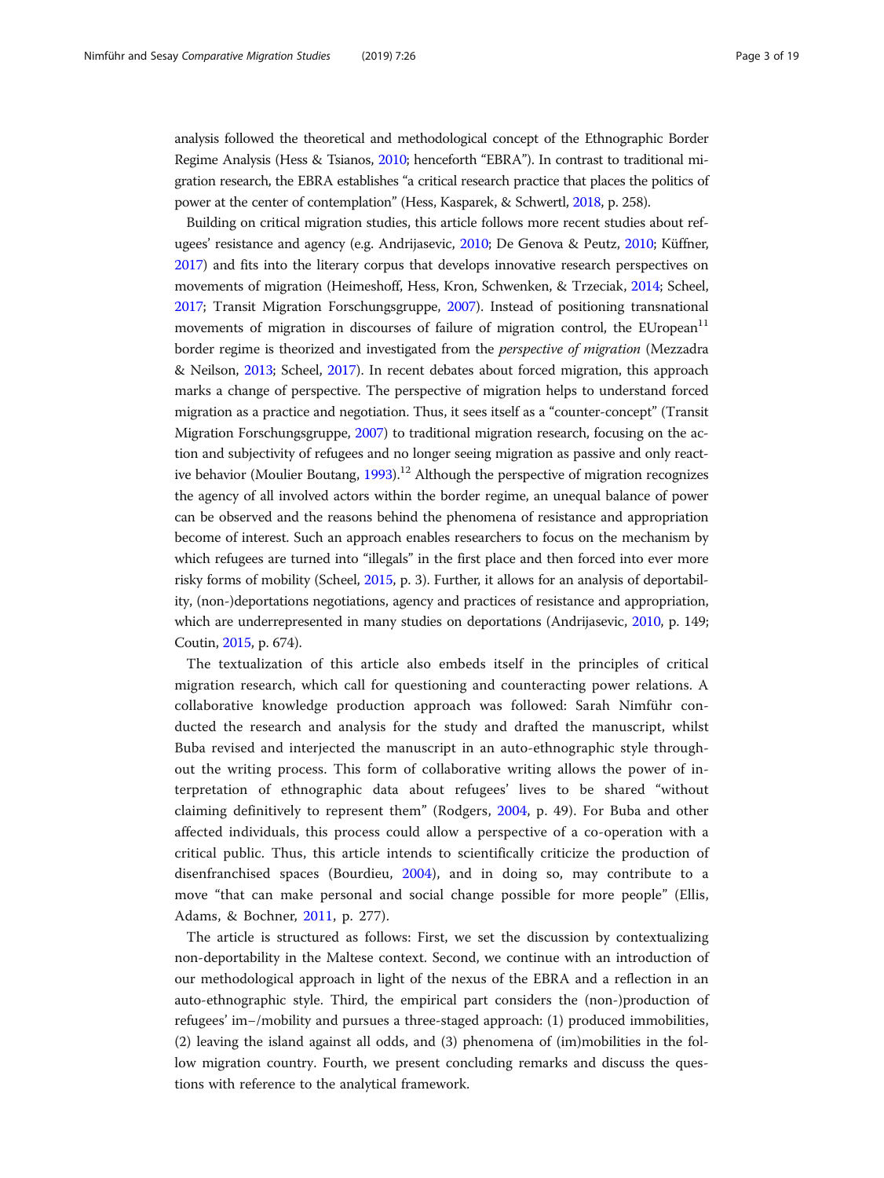analysis followed the theoretical and methodological concept of the Ethnographic Border Regime Analysis (Hess & Tsianos, 2010; henceforth "EBRA"). In contrast to traditional migration research, the EBRA establishes "a critical research practice that places the politics of power at the center of contemplation" (Hess, Kasparek, & Schwertl, 2018, p. 258).

Building on critical migration studies, this article follows more recent studies about refugees' resistance and agency (e.g. Andrijasevic, 2010; De Genova & Peutz, 2010; Küffner, 2017) and fits into the literary corpus that develops innovative research perspectives on movements of migration (Heimeshoff, Hess, Kron, Schwenken, & Trzeciak, 2014; Scheel, 2017; Transit Migration Forschungsgruppe, 2007). Instead of positioning transnational movements of migration in discourses of failure of migration control, the EUropean[11] border regime is theorized and investigated from the *perspective of migration* (Mezzadra & Neilson, 2013; Scheel, 2017). In recent debates about forced migration, this approach marks a change of perspective. The perspective of migration helps to understand forced migration as a practice and negotiation. Thus, it sees itself as a "counter-concept" (Transit Migration Forschungsgruppe, 2007) to traditional migration research, focusing on the action and subjectivity of refugees and no longer seeing migration as passive and only reactive behavior (Moulier Boutang, 1993).[12] Although the perspective of migration recognizes the agency of all involved actors within the border regime, an unequal balance of power can be observed and the reasons behind the phenomena of resistance and appropriation become of interest. Such an approach enables researchers to focus on the mechanism by which refugees are turned into "illegals" in the first place and then forced into ever more risky forms of mobility (Scheel, 2015, p. 3). Further, it allows for an analysis of deportability, (non-)deportations negotiations, agency and practices of resistance and appropriation, which are underrepresented in many studies on deportations (Andrijasevic, 2010, p. 149; Coutin, 2015, p. 674).

The textualization of this article also embeds itself in the principles of critical migration research, which call for questioning and counteracting power relations. A collaborative knowledge production approach was followed: Sarah Nimführ conducted the research and analysis for the study and drafted the manuscript, whilst Buba revised and interjected the manuscript in an auto-ethnographic style throughout the writing process. This form of collaborative writing allows the power of interpretation of ethnographic data about refugees' lives to be shared "without claiming definitively to represent them" (Rodgers, 2004, p. 49). For Buba and other affected individuals, this process could allow a perspective of a co-operation with a critical public. Thus, this article intends to scientifically criticize the production of disenfranchised spaces (Bourdieu, 2004), and in doing so, may contribute to a move "that can make personal and social change possible for more people" (Ellis, Adams, & Bochner, 2011, p. 277).

The article is structured as follows: First, we set the discussion by contextualizing non-deportability in the Maltese context. Second, we continue with an introduction of our methodological approach in light of the nexus of the EBRA and a reflection in an auto-ethnographic style. Third, the empirical part considers the (non-)production of refugees' im−/mobility and pursues a three-staged approach: (1) produced immobilities, (2) leaving the island against all odds, and (3) phenomena of (im)mobilities in the follow migration country. Fourth, we present concluding remarks and discuss the questions with reference to the analytical framework.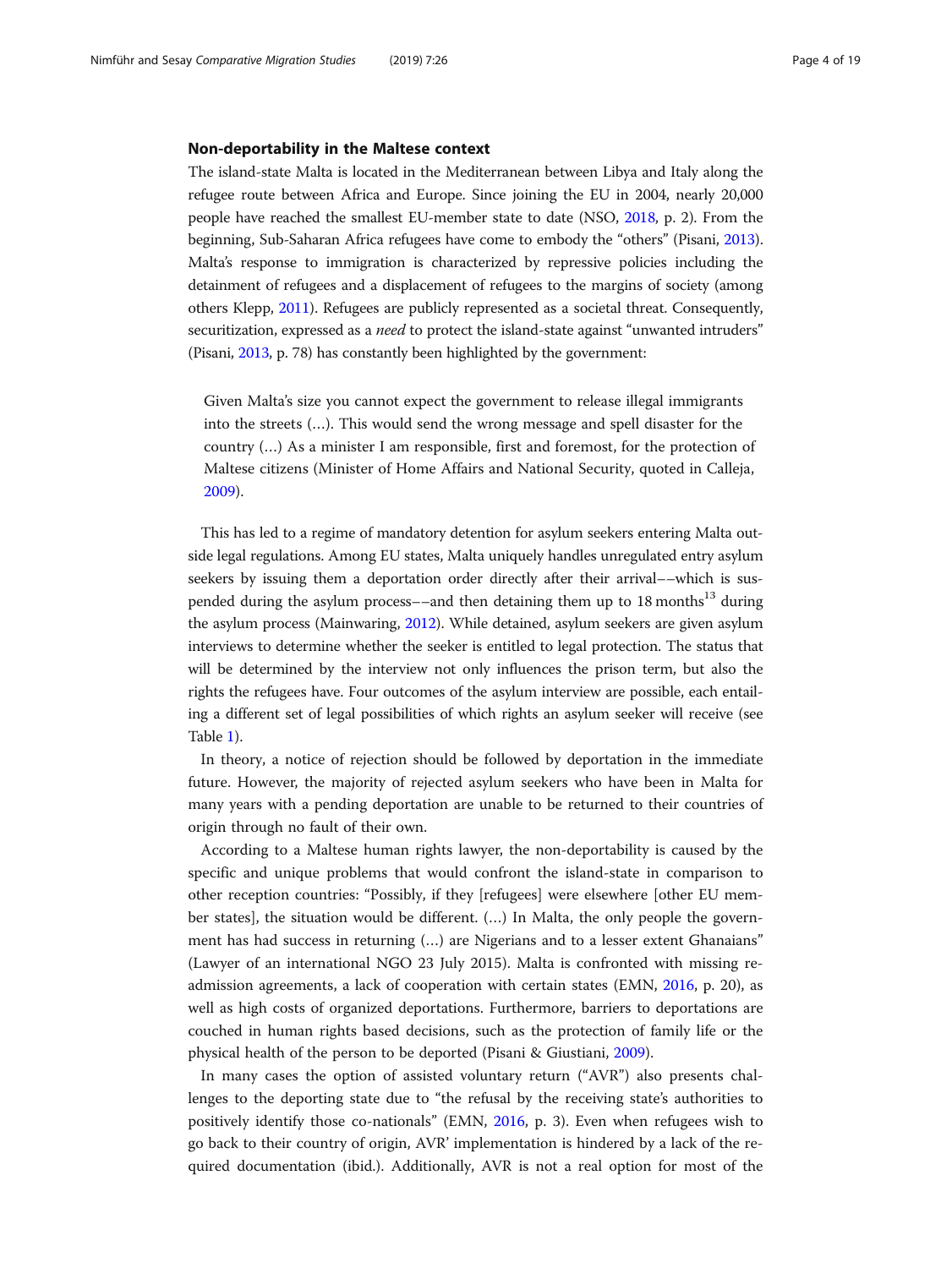### Non-deportability in the Maltese context

The island-state Malta is located in the Mediterranean between Libya and Italy along the refugee route between Africa and Europe. Since joining the EU in 2004, nearly 20,000 people have reached the smallest EU-member state to date (NSO, 2018, p. 2). From the beginning, Sub-Saharan Africa refugees have come to embody the "others" (Pisani, 2013). Malta's response to immigration is characterized by repressive policies including the detainment of refugees and a displacement of refugees to the margins of society (among others Klepp, 2011). Refugees are publicly represented as a societal threat. Consequently, securitization, expressed as a *need* to protect the island-state against "unwanted intruders" (Pisani, 2013, p. 78) has constantly been highlighted by the government:

> Given Malta's size you cannot expect the government to release illegal immigrants into the streets (…). This would send the wrong message and spell disaster for the country (…) As a minister I am responsible, first and foremost, for the protection of Maltese citizens (Minister of Home Affairs and National Security, quoted in Calleja, 2009).

This has led to a regime of mandatory detention for asylum seekers entering Malta outside legal regulations. Among EU states, Malta uniquely handles unregulated entry asylum seekers by issuing them a deportation order directly after their arrival––which is suspended during the asylum process––and then detaining them up to 18 months[13] during the asylum process (Mainwaring, 2012). While detained, asylum seekers are given asylum interviews to determine whether the seeker is entitled to legal protection. The status that will be determined by the interview not only influences the prison term, but also the rights the refugees have. Four outcomes of the asylum interview are possible, each entailing a different set of legal possibilities of which rights an asylum seeker will receive (see Table 1).

In theory, a notice of rejection should be followed by deportation in the immediate future. However, the majority of rejected asylum seekers who have been in Malta for many years with a pending deportation are unable to be returned to their countries of origin through no fault of their own.

According to a Maltese human rights lawyer, the non-deportability is caused by the specific and unique problems that would confront the island-state in comparison to other reception countries: "Possibly, if they [refugees] were elsewhere [other EU member states], the situation would be different. (…) In Malta, the only people the government has had success in returning (…) are Nigerians and to a lesser extent Ghanaians" (Lawyer of an international NGO 23 July 2015). Malta is confronted with missing readmission agreements, a lack of cooperation with certain states (EMN, 2016, p. 20), as well as high costs of organized deportations. Furthermore, barriers to deportations are couched in human rights based decisions, such as the protection of family life or the physical health of the person to be deported (Pisani & Giustiani, 2009).

In many cases the option of assisted voluntary return ("AVR") also presents challenges to the deporting state due to "the refusal by the receiving state's authorities to positively identify those co-nationals" (EMN, 2016, p. 3). Even when refugees wish to go back to their country of origin, AVR' implementation is hindered by a lack of the required documentation (ibid.). Additionally, AVR is not a real option for most of the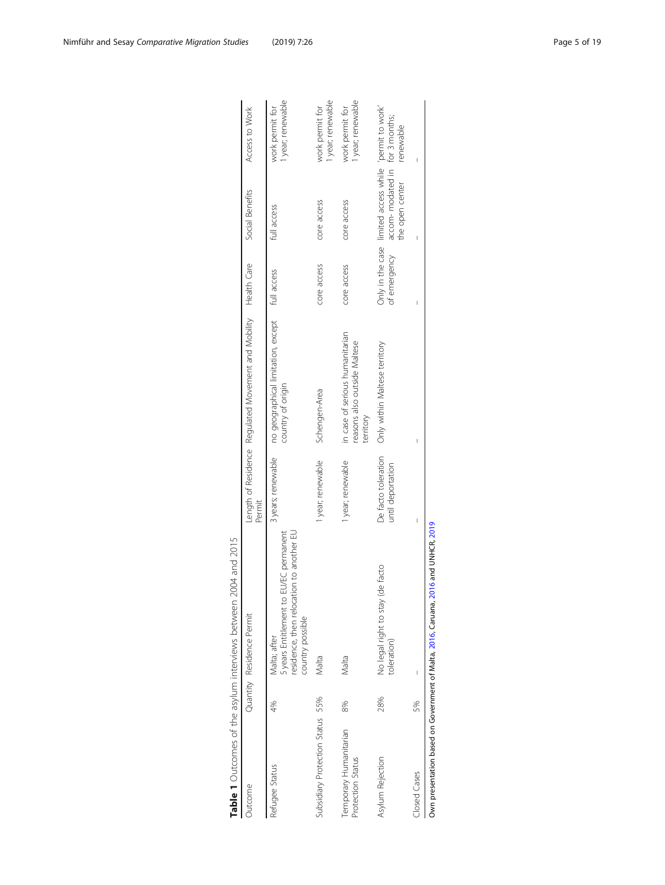**Table 1** Outcomes of the asylum interviews between 2004 and 2015

| Outcome | Quantity | Residence Permit | Length of Residence Permit | Regulated Movement and Mobility | Health Care | Social Benefits | Access to Work |
|---|---|---|---|---|---|---|---|
| Refugee Status | 4% | Malta; after 5 years Entitlement to EU/EC permanent residence, then relocation to another EU country possible | 3 years; renewable | no geographical limitation, except country of origin | full access | full access | work permit for 1 year; renewable |
| Subsidiary Protection Status | 55% | Malta | 1 year; renewable | Schengen-Area | core access | core access | work permit for 1 year; renewable |
| Temporary Humanitarian Protection Status | 8% | Malta | 1 year; renewable | in case of serious humanitarian reasons also outside Maltese territory | core access | core access | work permit for 1 year; renewable |
| Asylum Rejection | 28% | No legal right to stay (de facto toleration) | De facto toleration until deportation | Only within Maltese territory | Only in the case of emergency | limited access while accom- modated in the open center | 'permit to work' for 3 months; renewable |
| Closed Cases | 5% | – | – | – | – | – | – |

Own presentation based on Government of Malta, 2016, Caruana, 2016 and UNHCR, 2019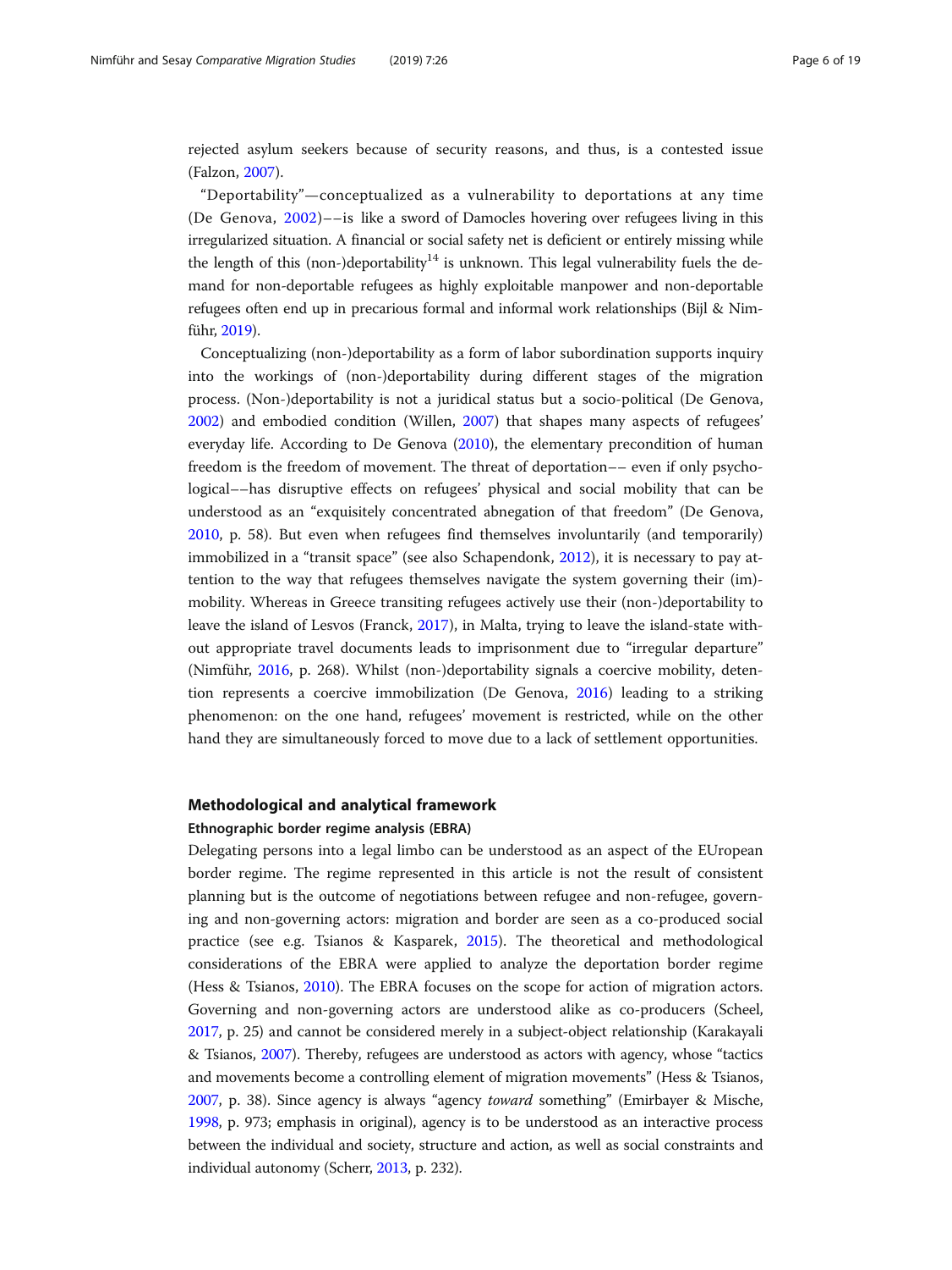rejected asylum seekers because of security reasons, and thus, is a contested issue (Falzon, 2007).

"Deportability"—conceptualized as a vulnerability to deportations at any time (De Genova, 2002)——is like a sword of Damocles hovering over refugees living in this irregularized situation. A financial or social safety net is deficient or entirely missing while the length of this (non-)deportability[14] is unknown. This legal vulnerability fuels the demand for non-deportable refugees as highly exploitable manpower and non-deportable refugees often end up in precarious formal and informal work relationships (Bijl & Nimführ, 2019).

Conceptualizing (non-)deportability as a form of labor subordination supports inquiry into the workings of (non-)deportability during different stages of the migration process. (Non-)deportability is not a juridical status but a socio-political (De Genova, 2002) and embodied condition (Willen, 2007) that shapes many aspects of refugees' everyday life. According to De Genova (2010), the elementary precondition of human freedom is the freedom of movement. The threat of deportation—— even if only psychological——has disruptive effects on refugees' physical and social mobility that can be understood as an "exquisitely concentrated abnegation of that freedom" (De Genova, 2010, p. 58). But even when refugees find themselves involuntarily (and temporarily) immobilized in a "transit space" (see also Schapendonk, 2012), it is necessary to pay attention to the way that refugees themselves navigate the system governing their (im)-mobility. Whereas in Greece transiting refugees actively use their (non-)deportability to leave the island of Lesvos (Franck, 2017), in Malta, trying to leave the island-state without appropriate travel documents leads to imprisonment due to "irregular departure" (Nimführ, 2016, p. 268). Whilst (non-)deportability signals a coercive mobility, detention represents a coercive immobilization (De Genova, 2016) leading to a striking phenomenon: on the one hand, refugees' movement is restricted, while on the other hand they are simultaneously forced to move due to a lack of settlement opportunities.

## Methodological and analytical framework

### Ethnographic border regime analysis (EBRA)

Delegating persons into a legal limbo can be understood as an aspect of the EUropean border regime. The regime represented in this article is not the result of consistent planning but is the outcome of negotiations between refugee and non-refugee, governing and non-governing actors: migration and border are seen as a co-produced social practice (see e.g. Tsianos & Kasparek, 2015). The theoretical and methodological considerations of the EBRA were applied to analyze the deportation border regime (Hess & Tsianos, 2010). The EBRA focuses on the scope for action of migration actors. Governing and non-governing actors are understood alike as co-producers (Scheel, 2017, p. 25) and cannot be considered merely in a subject-object relationship (Karakayali & Tsianos, 2007). Thereby, refugees are understood as actors with agency, whose "tactics and movements become a controlling element of migration movements" (Hess & Tsianos, 2007, p. 38). Since agency is always "agency *toward* something" (Emirbayer & Mische, 1998, p. 973; emphasis in original), agency is to be understood as an interactive process between the individual and society, structure and action, as well as social constraints and individual autonomy (Scherr, 2013, p. 232).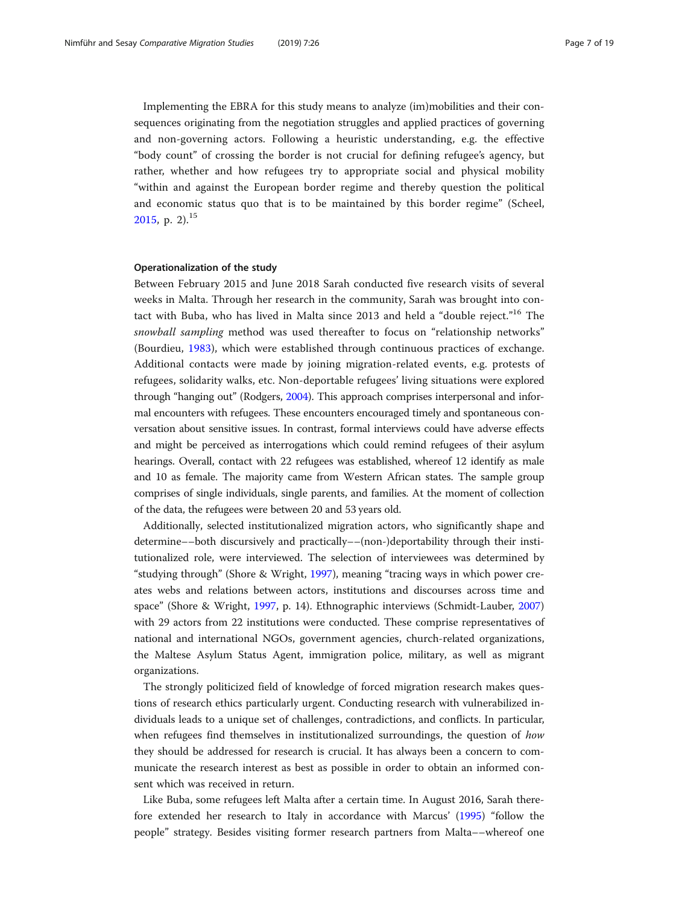Implementing the EBRA for this study means to analyze (im)mobilities and their consequences originating from the negotiation struggles and applied practices of governing and non-governing actors. Following a heuristic understanding, e.g. the effective "body count" of crossing the border is not crucial for defining refugee's agency, but rather, whether and how refugees try to appropriate social and physical mobility "within and against the European border regime and thereby question the political and economic status quo that is to be maintained by this border regime" (Scheel, 2015, p. 2).[15]

#### Operationalization of the study

Between February 2015 and June 2018 Sarah conducted five research visits of several weeks in Malta. Through her research in the community, Sarah was brought into contact with Buba, who has lived in Malta since 2013 and held a "double reject."[16] The *snowball sampling* method was used thereafter to focus on "relationship networks" (Bourdieu, 1983), which were established through continuous practices of exchange. Additional contacts were made by joining migration-related events, e.g. protests of refugees, solidarity walks, etc. Non-deportable refugees' living situations were explored through "hanging out" (Rodgers, 2004). This approach comprises interpersonal and informal encounters with refugees. These encounters encouraged timely and spontaneous conversation about sensitive issues. In contrast, formal interviews could have adverse effects and might be perceived as interrogations which could remind refugees of their asylum hearings. Overall, contact with 22 refugees was established, whereof 12 identify as male and 10 as female. The majority came from Western African states. The sample group comprises of single individuals, single parents, and families. At the moment of collection of the data, the refugees were between 20 and 53 years old.

Additionally, selected institutionalized migration actors, who significantly shape and determine––both discursively and practically––(non-)deportability through their institutionalized role, were interviewed. The selection of interviewees was determined by "studying through" (Shore & Wright, 1997), meaning "tracing ways in which power creates webs and relations between actors, institutions and discourses across time and space" (Shore & Wright, 1997, p. 14). Ethnographic interviews (Schmidt-Lauber, 2007) with 29 actors from 22 institutions were conducted. These comprise representatives of national and international NGOs, government agencies, church-related organizations, the Maltese Asylum Status Agent, immigration police, military, as well as migrant organizations.

The strongly politicized field of knowledge of forced migration research makes questions of research ethics particularly urgent. Conducting research with vulnerabilized individuals leads to a unique set of challenges, contradictions, and conflicts. In particular, when refugees find themselves in institutionalized surroundings, the question of *how* they should be addressed for research is crucial. It has always been a concern to communicate the research interest as best as possible in order to obtain an informed consent which was received in return.

Like Buba, some refugees left Malta after a certain time. In August 2016, Sarah therefore extended her research to Italy in accordance with Marcus' (1995) "follow the people" strategy. Besides visiting former research partners from Malta––whereof one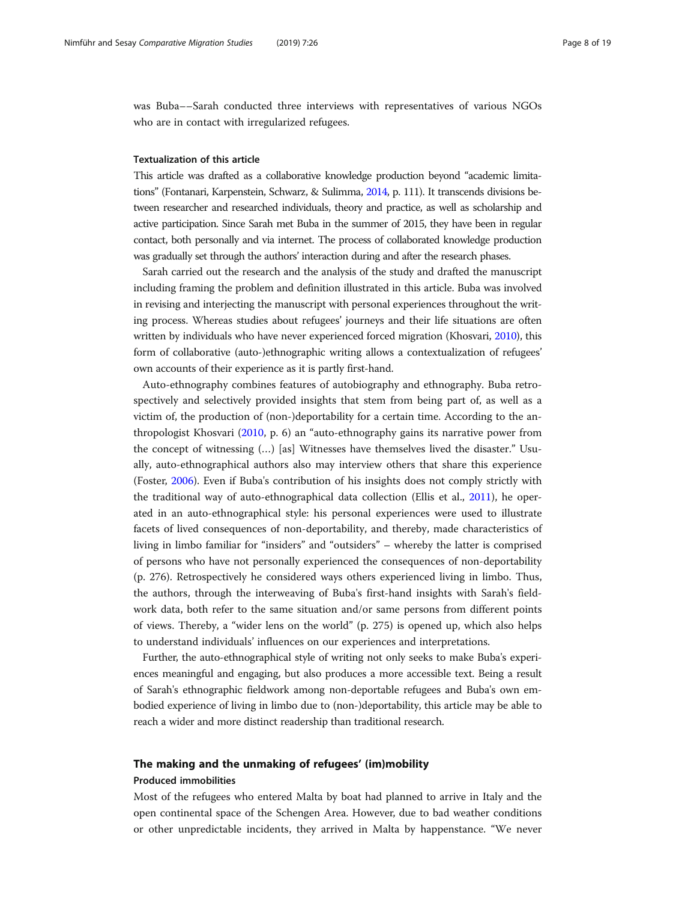was Buba––Sarah conducted three interviews with representatives of various NGOs who are in contact with irregularized refugees.

### Textualization of this article

This article was drafted as a collaborative knowledge production beyond "academic limitations" (Fontanari, Karpenstein, Schwarz, & Sulimma, 2014, p. 111). It transcends divisions between researcher and researched individuals, theory and practice, as well as scholarship and active participation. Since Sarah met Buba in the summer of 2015, they have been in regular contact, both personally and via internet. The process of collaborated knowledge production was gradually set through the authors' interaction during and after the research phases.

Sarah carried out the research and the analysis of the study and drafted the manuscript including framing the problem and definition illustrated in this article. Buba was involved in revising and interjecting the manuscript with personal experiences throughout the writing process. Whereas studies about refugees' journeys and their life situations are often written by individuals who have never experienced forced migration (Khosvari, 2010), this form of collaborative (auto-)ethnographic writing allows a contextualization of refugees' own accounts of their experience as it is partly first-hand.

Auto-ethnography combines features of autobiography and ethnography. Buba retrospectively and selectively provided insights that stem from being part of, as well as a victim of, the production of (non-)deportability for a certain time. According to the anthropologist Khosvari (2010, p. 6) an "auto-ethnography gains its narrative power from the concept of witnessing (…) [as] Witnesses have themselves lived the disaster." Usually, auto-ethnographical authors also may interview others that share this experience (Foster, 2006). Even if Buba's contribution of his insights does not comply strictly with the traditional way of auto-ethnographical data collection (Ellis et al., 2011), he operated in an auto-ethnographical style: his personal experiences were used to illustrate facets of lived consequences of non-deportability, and thereby, made characteristics of living in limbo familiar for "insiders" and "outsiders" – whereby the latter is comprised of persons who have not personally experienced the consequences of non-deportability (p. 276). Retrospectively he considered ways others experienced living in limbo. Thus, the authors, through the interweaving of Buba's first-hand insights with Sarah's fieldwork data, both refer to the same situation and/or same persons from different points of views. Thereby, a "wider lens on the world" (p. 275) is opened up, which also helps to understand individuals' influences on our experiences and interpretations.

Further, the auto-ethnographical style of writing not only seeks to make Buba's experiences meaningful and engaging, but also produces a more accessible text. Being a result of Sarah's ethnographic fieldwork among non-deportable refugees and Buba's own embodied experience of living in limbo due to (non-)deportability, this article may be able to reach a wider and more distinct readership than traditional research.

## The making and the unmaking of refugees' (im)mobility

### Produced immobilities

Most of the refugees who entered Malta by boat had planned to arrive in Italy and the open continental space of the Schengen Area. However, due to bad weather conditions or other unpredictable incidents, they arrived in Malta by happenstance. "We never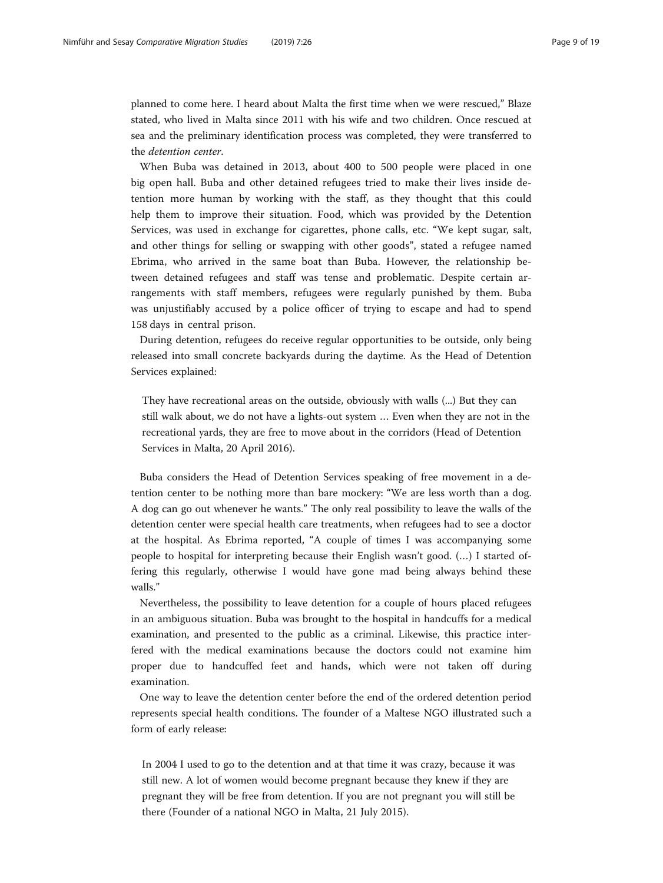planned to come here. I heard about Malta the first time when we were rescued," Blaze stated, who lived in Malta since 2011 with his wife and two children. Once rescued at sea and the preliminary identification process was completed, they were transferred to the *detention center*.

When Buba was detained in 2013, about 400 to 500 people were placed in one big open hall. Buba and other detained refugees tried to make their lives inside detention more human by working with the staff, as they thought that this could help them to improve their situation. Food, which was provided by the Detention Services, was used in exchange for cigarettes, phone calls, etc. "We kept sugar, salt, and other things for selling or swapping with other goods", stated a refugee named Ebrima, who arrived in the same boat than Buba. However, the relationship between detained refugees and staff was tense and problematic. Despite certain arrangements with staff members, refugees were regularly punished by them. Buba was unjustifiably accused by a police officer of trying to escape and had to spend 158 days in central prison.

During detention, refugees do receive regular opportunities to be outside, only being released into small concrete backyards during the daytime. As the Head of Detention Services explained:

> They have recreational areas on the outside, obviously with walls (...) But they can still walk about, we do not have a lights-out system … Even when they are not in the recreational yards, they are free to move about in the corridors (Head of Detention Services in Malta, 20 April 2016).

Buba considers the Head of Detention Services speaking of free movement in a detention center to be nothing more than bare mockery: "We are less worth than a dog. A dog can go out whenever he wants." The only real possibility to leave the walls of the detention center were special health care treatments, when refugees had to see a doctor at the hospital. As Ebrima reported, "A couple of times I was accompanying some people to hospital for interpreting because their English wasn't good. (…) I started offering this regularly, otherwise I would have gone mad being always behind these walls."

Nevertheless, the possibility to leave detention for a couple of hours placed refugees in an ambiguous situation. Buba was brought to the hospital in handcuffs for a medical examination, and presented to the public as a criminal. Likewise, this practice interfered with the medical examinations because the doctors could not examine him proper due to handcuffed feet and hands, which were not taken off during examination.

One way to leave the detention center before the end of the ordered detention period represents special health conditions. The founder of a Maltese NGO illustrated such a form of early release:

> In 2004 I used to go to the detention and at that time it was crazy, because it was still new. A lot of women would become pregnant because they knew if they are pregnant they will be free from detention. If you are not pregnant you will still be there (Founder of a national NGO in Malta, 21 July 2015).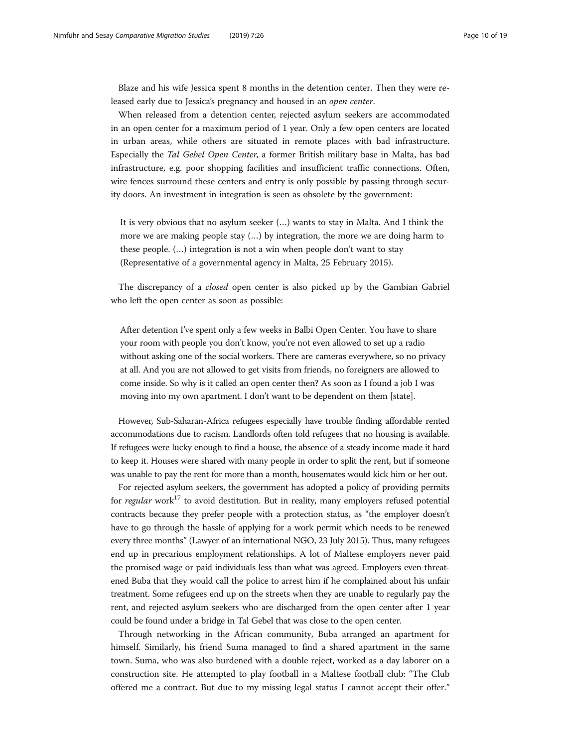Blaze and his wife Jessica spent 8 months in the detention center. Then they were released early due to Jessica's pregnancy and housed in an *open center*.

When released from a detention center, rejected asylum seekers are accommodated in an open center for a maximum period of 1 year. Only a few open centers are located in urban areas, while others are situated in remote places with bad infrastructure. Especially the *Tal Gebel Open Center*, a former British military base in Malta, has bad infrastructure, e.g. poor shopping facilities and insufficient traffic connections. Often, wire fences surround these centers and entry is only possible by passing through security doors. An investment in integration is seen as obsolete by the government:

> It is very obvious that no asylum seeker (…) wants to stay in Malta. And I think the more we are making people stay (…) by integration, the more we are doing harm to these people. (…) integration is not a win when people don't want to stay (Representative of a governmental agency in Malta, 25 February 2015).

The discrepancy of a *closed* open center is also picked up by the Gambian Gabriel who left the open center as soon as possible:

> After detention I've spent only a few weeks in Balbi Open Center. You have to share your room with people you don't know, you're not even allowed to set up a radio without asking one of the social workers. There are cameras everywhere, so no privacy at all. And you are not allowed to get visits from friends, no foreigners are allowed to come inside. So why is it called an open center then? As soon as I found a job I was moving into my own apartment. I don't want to be dependent on them [state].

However, Sub-Saharan-Africa refugees especially have trouble finding affordable rented accommodations due to racism. Landlords often told refugees that no housing is available. If refugees were lucky enough to find a house, the absence of a steady income made it hard to keep it. Houses were shared with many people in order to split the rent, but if someone was unable to pay the rent for more than a month, housemates would kick him or her out.

For rejected asylum seekers, the government has adopted a policy of providing permits for *regular* work[17] to avoid destitution. But in reality, many employers refused potential contracts because they prefer people with a protection status, as "the employer doesn't have to go through the hassle of applying for a work permit which needs to be renewed every three months" (Lawyer of an international NGO, 23 July 2015). Thus, many refugees end up in precarious employment relationships. A lot of Maltese employers never paid the promised wage or paid individuals less than what was agreed. Employers even threatened Buba that they would call the police to arrest him if he complained about his unfair treatment. Some refugees end up on the streets when they are unable to regularly pay the rent, and rejected asylum seekers who are discharged from the open center after 1 year could be found under a bridge in Tal Gebel that was close to the open center.

Through networking in the African community, Buba arranged an apartment for himself. Similarly, his friend Suma managed to find a shared apartment in the same town. Suma, who was also burdened with a double reject, worked as a day laborer on a construction site. He attempted to play football in a Maltese football club: "The Club offered me a contract. But due to my missing legal status I cannot accept their offer."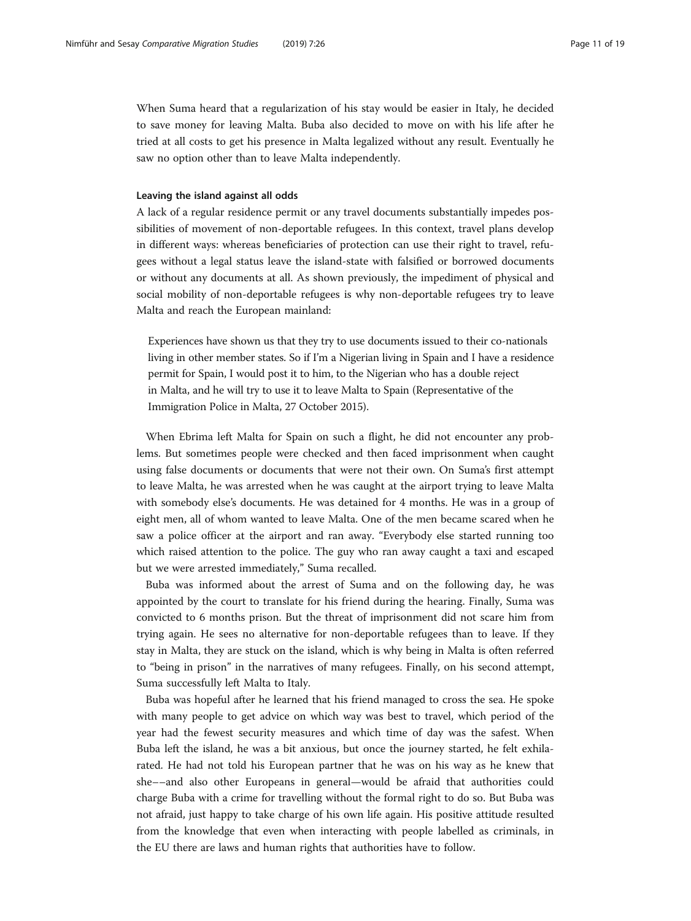When Suma heard that a regularization of his stay would be easier in Italy, he decided to save money for leaving Malta. Buba also decided to move on with his life after he tried at all costs to get his presence in Malta legalized without any result. Eventually he saw no option other than to leave Malta independently.

### Leaving the island against all odds

A lack of a regular residence permit or any travel documents substantially impedes possibilities of movement of non-deportable refugees. In this context, travel plans develop in different ways: whereas beneficiaries of protection can use their right to travel, refugees without a legal status leave the island-state with falsified or borrowed documents or without any documents at all. As shown previously, the impediment of physical and social mobility of non-deportable refugees is why non-deportable refugees try to leave Malta and reach the European mainland:

> Experiences have shown us that they try to use documents issued to their co-nationals living in other member states. So if I'm a Nigerian living in Spain and I have a residence permit for Spain, I would post it to him, to the Nigerian who has a double reject in Malta, and he will try to use it to leave Malta to Spain (Representative of the Immigration Police in Malta, 27 October 2015).

When Ebrima left Malta for Spain on such a flight, he did not encounter any problems. But sometimes people were checked and then faced imprisonment when caught using false documents or documents that were not their own. On Suma's first attempt to leave Malta, he was arrested when he was caught at the airport trying to leave Malta with somebody else's documents. He was detained for 4 months. He was in a group of eight men, all of whom wanted to leave Malta. One of the men became scared when he saw a police officer at the airport and ran away. "Everybody else started running too which raised attention to the police. The guy who ran away caught a taxi and escaped but we were arrested immediately," Suma recalled.

Buba was informed about the arrest of Suma and on the following day, he was appointed by the court to translate for his friend during the hearing. Finally, Suma was convicted to 6 months prison. But the threat of imprisonment did not scare him from trying again. He sees no alternative for non-deportable refugees than to leave. If they stay in Malta, they are stuck on the island, which is why being in Malta is often referred to "being in prison" in the narratives of many refugees. Finally, on his second attempt, Suma successfully left Malta to Italy.

Buba was hopeful after he learned that his friend managed to cross the sea. He spoke with many people to get advice on which way was best to travel, which period of the year had the fewest security measures and which time of day was the safest. When Buba left the island, he was a bit anxious, but once the journey started, he felt exhilarated. He had not told his European partner that he was on his way as he knew that she––and also other Europeans in general—would be afraid that authorities could charge Buba with a crime for travelling without the formal right to do so. But Buba was not afraid, just happy to take charge of his own life again. His positive attitude resulted from the knowledge that even when interacting with people labelled as criminals, in the EU there are laws and human rights that authorities have to follow.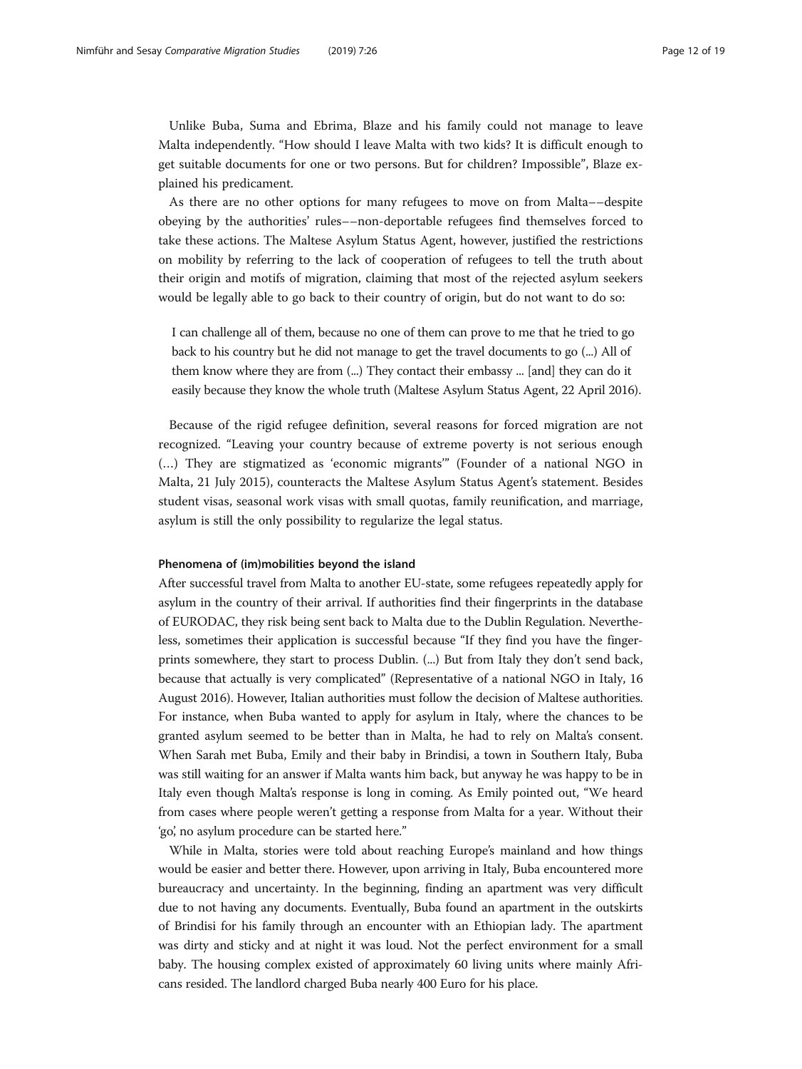Unlike Buba, Suma and Ebrima, Blaze and his family could not manage to leave Malta independently. "How should I leave Malta with two kids? It is difficult enough to get suitable documents for one or two persons. But for children? Impossible", Blaze explained his predicament.

As there are no other options for many refugees to move on from Malta––despite obeying by the authorities' rules––non-deportable refugees find themselves forced to take these actions. The Maltese Asylum Status Agent, however, justified the restrictions on mobility by referring to the lack of cooperation of refugees to tell the truth about their origin and motifs of migration, claiming that most of the rejected asylum seekers would be legally able to go back to their country of origin, but do not want to do so:

> I can challenge all of them, because no one of them can prove to me that he tried to go back to his country but he did not manage to get the travel documents to go (...) All of them know where they are from (...) They contact their embassy ... [and] they can do it easily because they know the whole truth (Maltese Asylum Status Agent, 22 April 2016).

Because of the rigid refugee definition, several reasons for forced migration are not recognized. "Leaving your country because of extreme poverty is not serious enough (…) They are stigmatized as 'economic migrants'" (Founder of a national NGO in Malta, 21 July 2015), counteracts the Maltese Asylum Status Agent's statement. Besides student visas, seasonal work visas with small quotas, family reunification, and marriage, asylum is still the only possibility to regularize the legal status.

#### Phenomena of (im)mobilities beyond the island

After successful travel from Malta to another EU-state, some refugees repeatedly apply for asylum in the country of their arrival. If authorities find their fingerprints in the database of EURODAC, they risk being sent back to Malta due to the Dublin Regulation. Nevertheless, sometimes their application is successful because "If they find you have the fingerprints somewhere, they start to process Dublin. (...) But from Italy they don't send back, because that actually is very complicated" (Representative of a national NGO in Italy, 16 August 2016). However, Italian authorities must follow the decision of Maltese authorities. For instance, when Buba wanted to apply for asylum in Italy, where the chances to be granted asylum seemed to be better than in Malta, he had to rely on Malta's consent. When Sarah met Buba, Emily and their baby in Brindisi, a town in Southern Italy, Buba was still waiting for an answer if Malta wants him back, but anyway he was happy to be in Italy even though Malta's response is long in coming. As Emily pointed out, "We heard from cases where people weren't getting a response from Malta for a year. Without their 'go', no asylum procedure can be started here."

While in Malta, stories were told about reaching Europe's mainland and how things would be easier and better there. However, upon arriving in Italy, Buba encountered more bureaucracy and uncertainty. In the beginning, finding an apartment was very difficult due to not having any documents. Eventually, Buba found an apartment in the outskirts of Brindisi for his family through an encounter with an Ethiopian lady. The apartment was dirty and sticky and at night it was loud. Not the perfect environment for a small baby. The housing complex existed of approximately 60 living units where mainly Africans resided. The landlord charged Buba nearly 400 Euro for his place.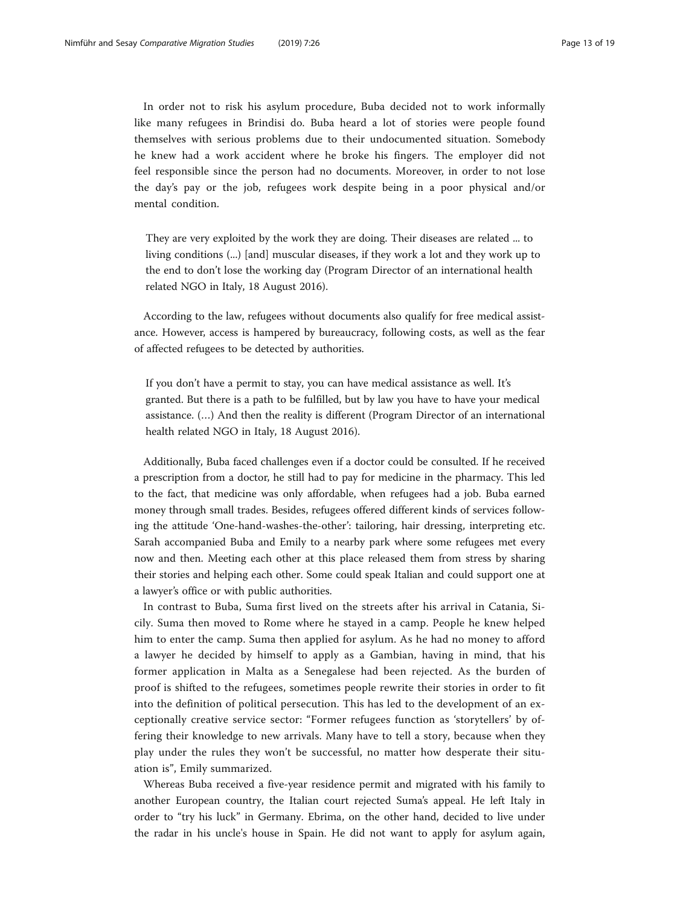In order not to risk his asylum procedure, Buba decided not to work informally like many refugees in Brindisi do. Buba heard a lot of stories were people found themselves with serious problems due to their undocumented situation. Somebody he knew had a work accident where he broke his fingers. The employer did not feel responsible since the person had no documents. Moreover, in order to not lose the day's pay or the job, refugees work despite being in a poor physical and/or mental condition.

> They are very exploited by the work they are doing. Their diseases are related ... to living conditions (...) [and] muscular diseases, if they work a lot and they work up to the end to don't lose the working day (Program Director of an international health related NGO in Italy, 18 August 2016).

According to the law, refugees without documents also qualify for free medical assistance. However, access is hampered by bureaucracy, following costs, as well as the fear of affected refugees to be detected by authorities.

> If you don't have a permit to stay, you can have medical assistance as well. It's granted. But there is a path to be fulfilled, but by law you have to have your medical assistance. (…) And then the reality is different (Program Director of an international health related NGO in Italy, 18 August 2016).

Additionally, Buba faced challenges even if a doctor could be consulted. If he received a prescription from a doctor, he still had to pay for medicine in the pharmacy. This led to the fact, that medicine was only affordable, when refugees had a job. Buba earned money through small trades. Besides, refugees offered different kinds of services following the attitude 'One-hand-washes-the-other': tailoring, hair dressing, interpreting etc. Sarah accompanied Buba and Emily to a nearby park where some refugees met every now and then. Meeting each other at this place released them from stress by sharing their stories and helping each other. Some could speak Italian and could support one at a lawyer's office or with public authorities.

In contrast to Buba, Suma first lived on the streets after his arrival in Catania, Sicily. Suma then moved to Rome where he stayed in a camp. People he knew helped him to enter the camp. Suma then applied for asylum. As he had no money to afford a lawyer he decided by himself to apply as a Gambian, having in mind, that his former application in Malta as a Senegalese had been rejected. As the burden of proof is shifted to the refugees, sometimes people rewrite their stories in order to fit into the definition of political persecution. This has led to the development of an exceptionally creative service sector: "Former refugees function as 'storytellers' by offering their knowledge to new arrivals. Many have to tell a story, because when they play under the rules they won't be successful, no matter how desperate their situation is", Emily summarized.

Whereas Buba received a five-year residence permit and migrated with his family to another European country, the Italian court rejected Suma's appeal. He left Italy in order to "try his luck" in Germany. Ebrima, on the other hand, decided to live under the radar in his uncle's house in Spain. He did not want to apply for asylum again,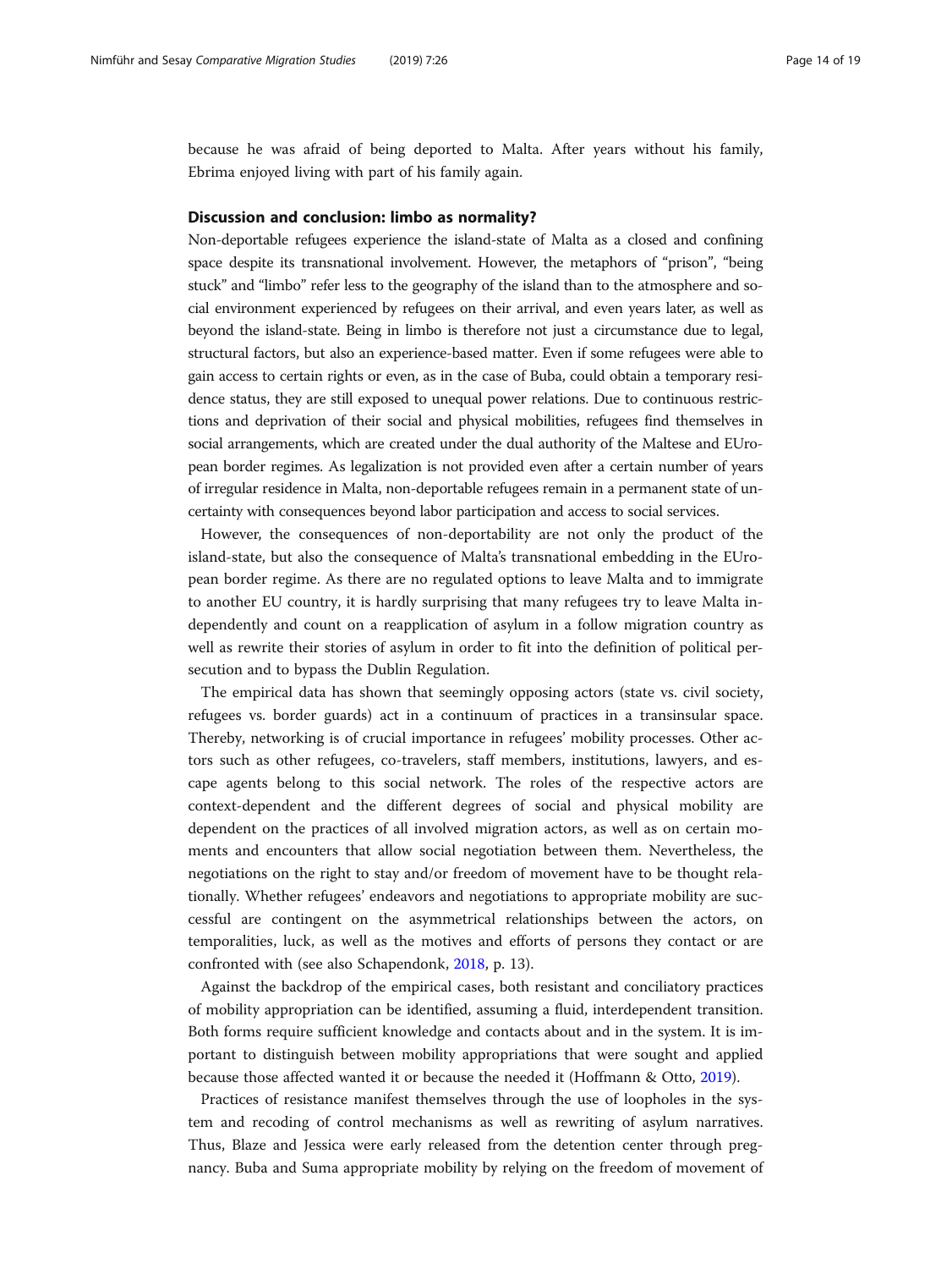because he was afraid of being deported to Malta. After years without his family, Ebrima enjoyed living with part of his family again.

## Discussion and conclusion: limbo as normality?

Non-deportable refugees experience the island-state of Malta as a closed and confining space despite its transnational involvement. However, the metaphors of "prison", "being stuck" and "limbo" refer less to the geography of the island than to the atmosphere and social environment experienced by refugees on their arrival, and even years later, as well as beyond the island-state. Being in limbo is therefore not just a circumstance due to legal, structural factors, but also an experience-based matter. Even if some refugees were able to gain access to certain rights or even, as in the case of Buba, could obtain a temporary residence status, they are still exposed to unequal power relations. Due to continuous restrictions and deprivation of their social and physical mobilities, refugees find themselves in social arrangements, which are created under the dual authority of the Maltese and EUropean border regimes. As legalization is not provided even after a certain number of years of irregular residence in Malta, non-deportable refugees remain in a permanent state of uncertainty with consequences beyond labor participation and access to social services.

However, the consequences of non-deportability are not only the product of the island-state, but also the consequence of Malta's transnational embedding in the EUropean border regime. As there are no regulated options to leave Malta and to immigrate to another EU country, it is hardly surprising that many refugees try to leave Malta independently and count on a reapplication of asylum in a follow migration country as well as rewrite their stories of asylum in order to fit into the definition of political persecution and to bypass the Dublin Regulation.

The empirical data has shown that seemingly opposing actors (state vs. civil society, refugees vs. border guards) act in a continuum of practices in a transinsular space. Thereby, networking is of crucial importance in refugees' mobility processes. Other actors such as other refugees, co-travelers, staff members, institutions, lawyers, and escape agents belong to this social network. The roles of the respective actors are context-dependent and the different degrees of social and physical mobility are dependent on the practices of all involved migration actors, as well as on certain moments and encounters that allow social negotiation between them. Nevertheless, the negotiations on the right to stay and/or freedom of movement have to be thought relationally. Whether refugees' endeavors and negotiations to appropriate mobility are successful are contingent on the asymmetrical relationships between the actors, on temporalities, luck, as well as the motives and efforts of persons they contact or are confronted with (see also Schapendonk, 2018, p. 13).

Against the backdrop of the empirical cases, both resistant and conciliatory practices of mobility appropriation can be identified, assuming a fluid, interdependent transition. Both forms require sufficient knowledge and contacts about and in the system. It is important to distinguish between mobility appropriations that were sought and applied because those affected wanted it or because the needed it (Hoffmann & Otto, 2019).

Practices of resistance manifest themselves through the use of loopholes in the system and recoding of control mechanisms as well as rewriting of asylum narratives. Thus, Blaze and Jessica were early released from the detention center through pregnancy. Buba and Suma appropriate mobility by relying on the freedom of movement of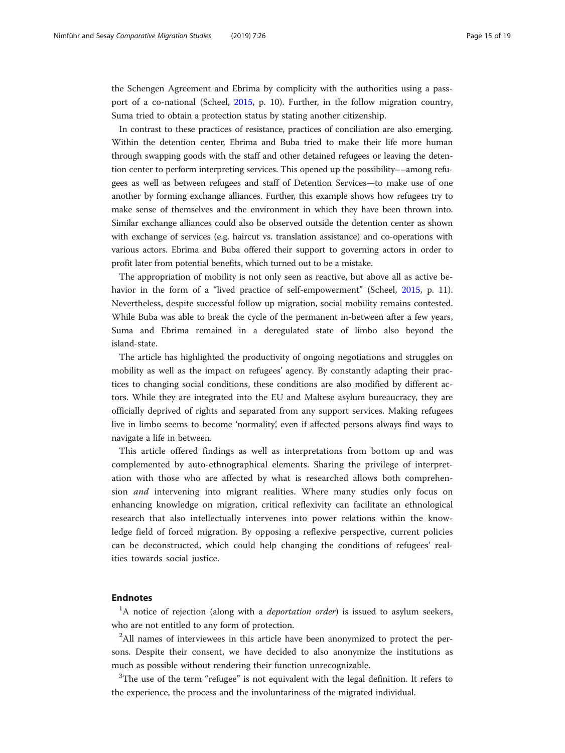the Schengen Agreement and Ebrima by complicity with the authorities using a passport of a co-national (Scheel, 2015, p. 10). Further, in the follow migration country, Suma tried to obtain a protection status by stating another citizenship.

In contrast to these practices of resistance, practices of conciliation are also emerging. Within the detention center, Ebrima and Buba tried to make their life more human through swapping goods with the staff and other detained refugees or leaving the detention center to perform interpreting services. This opened up the possibility––among refugees as well as between refugees and staff of Detention Services—to make use of one another by forming exchange alliances. Further, this example shows how refugees try to make sense of themselves and the environment in which they have been thrown into. Similar exchange alliances could also be observed outside the detention center as shown with exchange of services (e.g. haircut vs. translation assistance) and co-operations with various actors. Ebrima and Buba offered their support to governing actors in order to profit later from potential benefits, which turned out to be a mistake.

The appropriation of mobility is not only seen as reactive, but above all as active behavior in the form of a "lived practice of self-empowerment" (Scheel, 2015, p. 11). Nevertheless, despite successful follow up migration, social mobility remains contested. While Buba was able to break the cycle of the permanent in-between after a few years, Suma and Ebrima remained in a deregulated state of limbo also beyond the island-state.

The article has highlighted the productivity of ongoing negotiations and struggles on mobility as well as the impact on refugees' agency. By constantly adapting their practices to changing social conditions, these conditions are also modified by different actors. While they are integrated into the EU and Maltese asylum bureaucracy, they are officially deprived of rights and separated from any support services. Making refugees live in limbo seems to become 'normality', even if affected persons always find ways to navigate a life in between.

This article offered findings as well as interpretations from bottom up and was complemented by auto-ethnographical elements. Sharing the privilege of interpretation with those who are affected by what is researched allows both comprehension *and* intervening into migrant realities. Where many studies only focus on enhancing knowledge on migration, critical reflexivity can facilitate an ethnological research that also intellectually intervenes into power relations within the knowledge field of forced migration. By opposing a reflexive perspective, current policies can be deconstructed, which could help changing the conditions of refugees' realities towards social justice.

## Endnotes

[1]A notice of rejection (along with a *deportation order*) is issued to asylum seekers, who are not entitled to any form of protection.

[2]All names of interviewees in this article have been anonymized to protect the persons. Despite their consent, we have decided to also anonymize the institutions as much as possible without rendering their function unrecognizable.

[3]The use of the term "refugee" is not equivalent with the legal definition. It refers to the experience, the process and the involuntariness of the migrated individual.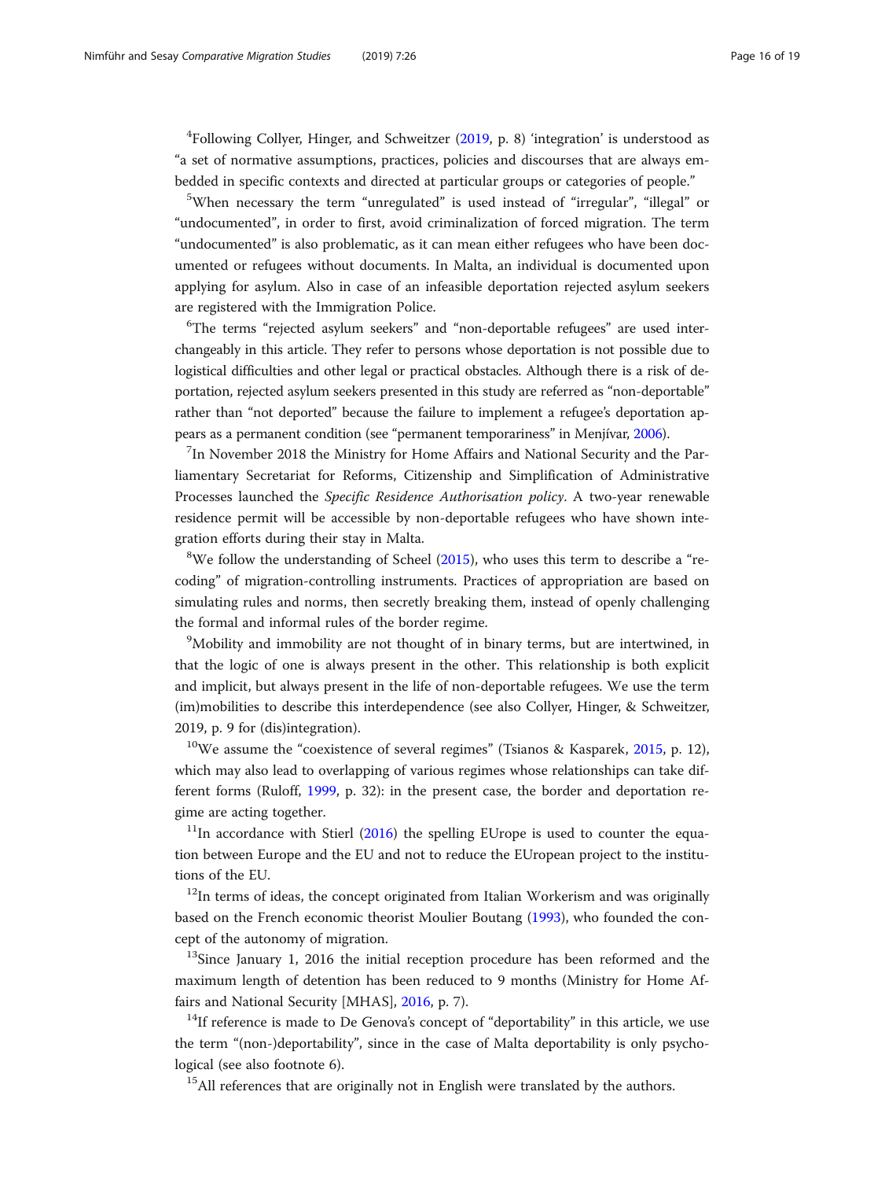[4]Following Collyer, Hinger, and Schweitzer (2019, p. 8) 'integration' is understood as "a set of normative assumptions, practices, policies and discourses that are always embedded in specific contexts and directed at particular groups or categories of people."

[5]When necessary the term "unregulated" is used instead of "irregular", "illegal" or "undocumented", in order to first, avoid criminalization of forced migration. The term "undocumented" is also problematic, as it can mean either refugees who have been documented or refugees without documents. In Malta, an individual is documented upon applying for asylum. Also in case of an infeasible deportation rejected asylum seekers are registered with the Immigration Police.

[6]The terms "rejected asylum seekers" and "non-deportable refugees" are used interchangeably in this article. They refer to persons whose deportation is not possible due to logistical difficulties and other legal or practical obstacles. Although there is a risk of deportation, rejected asylum seekers presented in this study are referred as "non-deportable" rather than "not deported" because the failure to implement a refugee's deportation appears as a permanent condition (see "permanent temporariness" in Menjívar, 2006).

[7]In November 2018 the Ministry for Home Affairs and National Security and the Parliamentary Secretariat for Reforms, Citizenship and Simplification of Administrative Processes launched the *Specific Residence Authorisation policy*. A two-year renewable residence permit will be accessible by non-deportable refugees who have shown integration efforts during their stay in Malta.

[8]We follow the understanding of Scheel (2015), who uses this term to describe a "recoding" of migration-controlling instruments. Practices of appropriation are based on simulating rules and norms, then secretly breaking them, instead of openly challenging the formal and informal rules of the border regime.

[9]Mobility and immobility are not thought of in binary terms, but are intertwined, in that the logic of one is always present in the other. This relationship is both explicit and implicit, but always present in the life of non-deportable refugees. We use the term (im)mobilities to describe this interdependence (see also Collyer, Hinger, & Schweitzer, 2019, p. 9 for (dis)integration).

[10]We assume the "coexistence of several regimes" (Tsianos & Kasparek, 2015, p. 12), which may also lead to overlapping of various regimes whose relationships can take different forms (Ruloff, 1999, p. 32): in the present case, the border and deportation regime are acting together.

[11]In accordance with Stierl (2016) the spelling EUrope is used to counter the equation between Europe and the EU and not to reduce the EUropean project to the institutions of the EU.

[12]In terms of ideas, the concept originated from Italian Workerism and was originally based on the French economic theorist Moulier Boutang (1993), who founded the concept of the autonomy of migration.

[13]Since January 1, 2016 the initial reception procedure has been reformed and the maximum length of detention has been reduced to 9 months (Ministry for Home Affairs and National Security [MHAS], 2016, p. 7).

[14]If reference is made to De Genova's concept of "deportability" in this article, we use the term "(non-)deportability", since in the case of Malta deportability is only psychological (see also footnote 6).

[15]All references that are originally not in English were translated by the authors.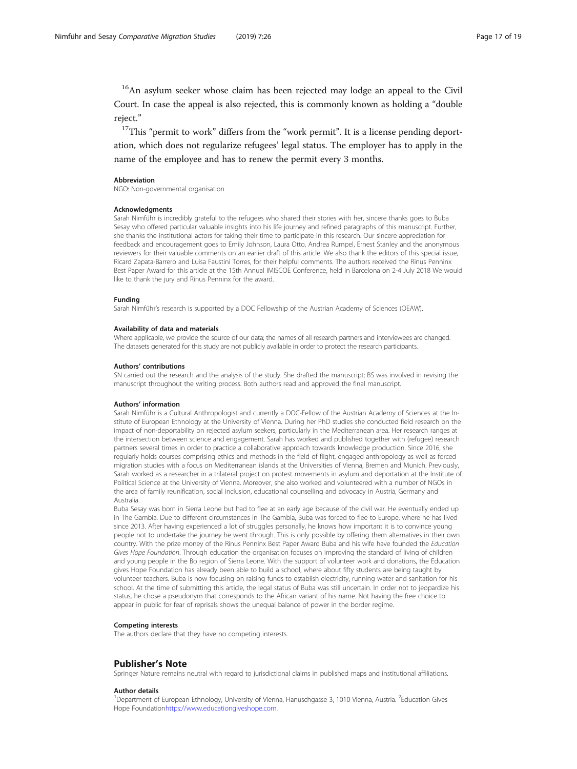[16]An asylum seeker whose claim has been rejected may lodge an appeal to the Civil Court. In case the appeal is also rejected, this is commonly known as holding a "double reject."

[17]This "permit to work" differs from the "work permit". It is a license pending deportation, which does not regularize refugees' legal status. The employer has to apply in the name of the employee and has to renew the permit every 3 months.

### Abbreviation

NGO: Non-governmental organisation

### Acknowledgments

Sarah Nimführ is incredibly grateful to the refugees who shared their stories with her, sincere thanks goes to Buba Sesay who offered particular valuable insights into his life journey and refined paragraphs of this manuscript. Further, she thanks the institutional actors for taking their time to participate in this research. Our sincere appreciation for feedback and encouragement goes to Emily Johnson, Laura Otto, Andrea Rumpel, Ernest Stanley and the anonymous reviewers for their valuable comments on an earlier draft of this article. We also thank the editors of this special issue, Ricard Zapata-Barrero and Luisa Faustini Torres, for their helpful comments. The authors received the Rinus Penninx Best Paper Award for this article at the 15th Annual IMISCOE Conference, held in Barcelona on 2-4 July 2018 We would like to thank the jury and Rinus Penninx for the award.

### Funding

Sarah Nimführ's research is supported by a DOC Fellowship of the Austrian Academy of Sciences (OEAW).

### Availability of data and materials

Where applicable, we provide the source of our data; the names of all research partners and interviewees are changed. The datasets generated for this study are not publicly available in order to protect the research participants.

### Authors' contributions

SN carried out the research and the analysis of the study. She drafted the manuscript; BS was involved in revising the manuscript throughout the writing process. Both authors read and approved the final manuscript.

### Authors' information

Sarah Nimführ is a Cultural Anthropologist and currently a DOC-Fellow of the Austrian Academy of Sciences at the Institute of European Ethnology at the University of Vienna. During her PhD studies she conducted field research on the impact of non-deportability on rejected asylum seekers, particularly in the Mediterranean area. Her research ranges at the intersection between science and engagement. Sarah has worked and published together with (refugee) research partners several times in order to practice a collaborative approach towards knowledge production. Since 2016, she regularly holds courses comprising ethics and methods in the field of flight, engaged anthropology as well as forced migration studies with a focus on Mediterranean islands at the Universities of Vienna, Bremen and Munich. Previously, Sarah worked as a researcher in a trilateral project on protest movements in asylum and deportation at the Institute of Political Science at the University of Vienna. Moreover, she also worked and volunteered with a number of NGOs in the area of family reunification, social inclusion, educational counselling and advocacy in Austria, Germany and Australia.

Buba Sesay was born in Sierra Leone but had to flee at an early age because of the civil war. He eventually ended up in The Gambia. Due to different circumstances in The Gambia, Buba was forced to flee to Europe, where he has lived since 2013. After having experienced a lot of struggles personally, he knows how important it is to convince young people not to undertake the journey he went through. This is only possible by offering them alternatives in their own country. With the prize money of the Rinus Penninx Best Paper Award Buba and his wife have founded the *Education Gives Hope Foundation*. Through education the organisation focuses on improving the standard of living of children and young people in the Bo region of Sierra Leone. With the support of volunteer work and donations, the Education gives Hope Foundation has already been able to build a school, where about fifty students are being taught by volunteer teachers. Buba is now focusing on raising funds to establish electricity, running water and sanitation for his school. At the time of submitting this article, the legal status of Buba was still uncertain. In order not to jeopardize his status, he chose a pseudonym that corresponds to the African variant of his name. Not having the free choice to appear in public for fear of reprisals shows the unequal balance of power in the border regime.

### Competing interests

The authors declare that they have no competing interests.

## Publisher's Note

Springer Nature remains neutral with regard to jurisdictional claims in published maps and institutional affiliations.

### Author details

[1]Department of European Ethnology, University of Vienna, Hanuschgasse 3, 1010 Vienna, Austria. [2]Education Gives Hope Foundationhttps://www.educationgiveshope.com.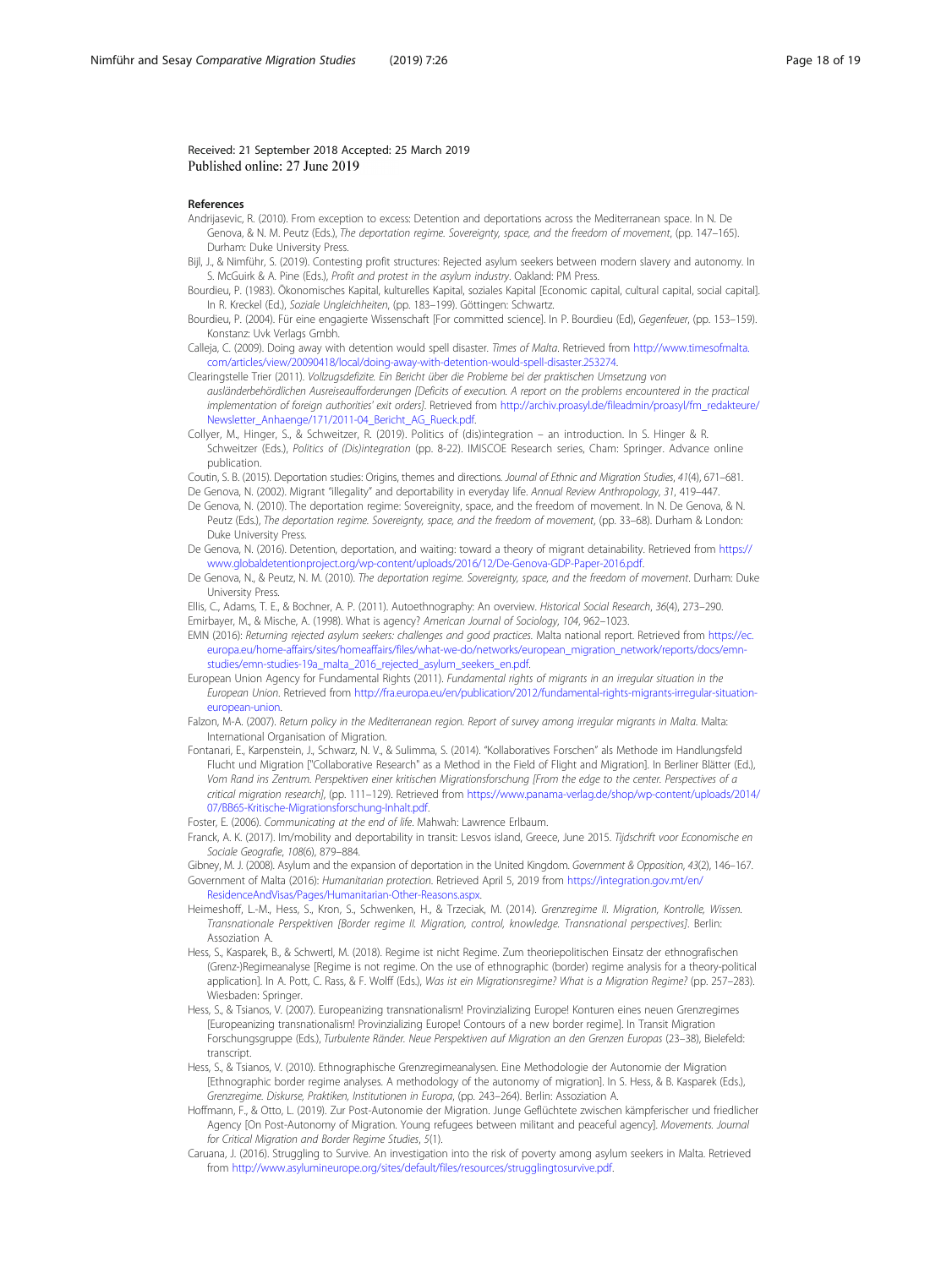Received: 21 September 2018 Accepted: 25 March 2019
Published online: 27 June 2019

## References

Andrijasevic, R. (2010). From exception to excess: Detention and deportations across the Mediterranean space. In N. De Genova, & N. M. Peutz (Eds.), *The deportation regime. Sovereignty, space, and the freedom of movement*, (pp. 147–165). Durham: Duke University Press.

Bijl, J., & Nimführ, S. (2019). Contesting profit structures: Rejected asylum seekers between modern slavery and autonomy. In S. McGuirk & A. Pine (Eds.), *Profit and protest in the asylum industry*. Oakland: PM Press.

Bourdieu, P. (1983). Ökonomisches Kapital, kulturelles Kapital, soziales Kapital [Economic capital, cultural capital, social capital]. In R. Kreckel (Ed.), *Soziale Ungleichheiten*, (pp. 183–199). Göttingen: Schwartz.

Bourdieu, P. (2004). Für eine engagierte Wissenschaft [For committed science]. In P. Bourdieu (Ed), *Gegenfeuer*, (pp. 153–159). Konstanz: Uvk Verlags Gmbh.

Calleja, C. (2009). Doing away with detention would spell disaster. *Times of Malta*. Retrieved from http://www.timesofmalta.com/articles/view/20090418/local/doing-away-with-detention-would-spell-disaster.253274.

Clearingstelle Trier (2011). *Vollzugsdefizite. Ein Bericht über die Probleme bei der praktischen Umsetzung von ausländerbehördlichen Ausreiseaufforderungen [Deficits of execution. A report on the problems encountered in the practical implementation of foreign authorities' exit orders]*. Retrieved from http://archiv.proasyl.de/fileadmin/proasyl/fm_redakteure/Newsletter_Anhaenge/171/2011-04_Bericht_AG_Rueck.pdf.

Collyer, M., Hinger, S., & Schweitzer, R. (2019). Politics of (dis)integration – an introduction. In S. Hinger & R. Schweitzer (Eds.), *Politics of (Dis)integration* (pp. 8-22). IMISCOE Research series, Cham: Springer. Advance online publication.

Coutin, S. B. (2015). Deportation studies: Origins, themes and directions. *Journal of Ethnic and Migration Studies*, *41*(4), 671–681.

De Genova, N. (2002). Migrant "illegality" and deportability in everyday life. *Annual Review Anthropology*, *31*, 419–447.

De Genova, N. (2010). The deportation regime: Sovereignty, space, and the freedom of movement. In N. De Genova, & N. Peutz (Eds.), *The deportation regime. Sovereignty, space, and the freedom of movement*, (pp. 33–68). Durham & London: Duke University Press.

De Genova, N. (2016). Detention, deportation, and waiting: toward a theory of migrant detainability. Retrieved from https://www.globaldetentionproject.org/wp-content/uploads/2016/12/De-Genova-GDP-Paper-2016.pdf.

De Genova, N., & Peutz, N. M. (2010). *The deportation regime. Sovereignty, space, and the freedom of movement*. Durham: Duke University Press.

Ellis, C., Adams, T. E., & Bochner, A. P. (2011). Autoethnography: An overview. *Historical Social Research*, *36*(4), 273–290.

Emirbayer, M., & Mische, A. (1998). What is agency? *American Journal of Sociology*, *104*, 962–1023.

EMN (2016): *Returning rejected asylum seekers: challenges and good practices*. Malta national report. Retrieved from https://ec.europa.eu/home-affairs/sites/homeaffairs/files/what-we-do/networks/european_migration_network/reports/docs/emn-studies/emn-studies-19a_malta_2016_rejected_asylum_seekers_en.pdf.

European Union Agency for Fundamental Rights (2011). *Fundamental rights of migrants in an irregular situation in the European Union*. Retrieved from http://fra.europa.eu/en/publication/2012/fundamental-rights-migrants-irregular-situation-european-union.

Falzon, M-A. (2007). *Return policy in the Mediterranean region. Report of survey among irregular migrants in Malta*. Malta: International Organisation of Migration.

Fontanari, E., Karpenstein, J., Schwarz, N. V., & Sulimma, S. (2014). "Kollaboratives Forschen" als Methode im Handlungsfeld Flucht und Migration ["Collaborative Research" as a Method in the Field of Flight and Migration]. In Berliner Blätter (Ed.), *Vom Rand ins Zentrum. Perspektiven einer kritischen Migrationsforschung [From the edge to the center. Perspectives of a critical migration research]*, (pp. 111–129). Retrieved from https://www.panama-verlag.de/shop/wp-content/uploads/2014/07/BB65-Kritische-Migrationsforschung-Inhalt.pdf.

Foster, E. (2006). *Communicating at the end of life*. Mahwah: Lawrence Erlbaum.

Franck, A. K. (2017). Im/mobility and deportability in transit: Lesvos island, Greece, June 2015. *Tijdschrift voor Economische en Sociale Geografie*, *108*(6), 879–884.

Gibney, M. J. (2008). Asylum and the expansion of deportation in the United Kingdom. *Government & Opposition*, *43*(2), 146–167.

Government of Malta (2016): *Humanitarian protection*. Retrieved April 5, 2019 from https://integration.gov.mt/en/ResidenceAndVisas/Pages/Humanitarian-Other-Reasons.aspx.

Heimeshoff, L.-M., Hess, S., Kron, S., Schwenken, H., & Trzeciak, M. (2014). *Grenzregime II. Migration, Kontrolle, Wissen. Transnationale Perspektiven [Border regime II. Migration, control, knowledge. Transnational perspectives]*. Berlin: Assoziation A.

Hess, S., Kasparek, B., & Schwertl, M. (2018). Regime ist nicht Regime. Zum theoriepolitischen Einsatz der ethnografischen (Grenz-)Regimeanalyse [Regime is not regime. On the use of ethnographic (border) regime analysis for a theory-political application]. In A. Pott, C. Rass, & F. Wolff (Eds.), *Was ist ein Migrationsregime? What is a Migration Regime?* (pp. 257–283). Wiesbaden: Springer.

Hess, S., & Tsianos, V. (2007). Europeanizing transnationalism! Provinzializing Europe! Konturen eines neuen Grenzregimes [Europeanizing transnationalism! Provinzializing Europe! Contours of a new border regime]. In Transit Migration Forschungsgruppe (Eds.), *Turbulente Ränder. Neue Perspektiven auf Migration an den Grenzen Europas* (23–38), Bielefeld: transcript.

Hess, S., & Tsianos, V. (2010). Ethnographische Grenzregimeanalysen. Eine Methodologie der Autonomie der Migration [Ethnographic border regime analyses. A methodology of the autonomy of migration]. In S. Hess, & B. Kasparek (Eds.), *Grenzregime. Diskurse, Praktiken, Institutionen in Europa*, (pp. 243–264). Berlin: Assoziation A.

Hoffmann, F., & Otto, L. (2019). Zur Post-Autonomie der Migration. Junge Geflüchtete zwischen kämpferischer und friedlicher Agency [On Post-Autonomy of Migration. Young refugees between militant and peaceful agency]. *Movements. Journal for Critical Migration and Border Regime Studies*, *5*(1).

Caruana, J. (2016). Struggling to Survive. An investigation into the risk of poverty among asylum seekers in Malta. Retrieved from http://www.asylumineurope.org/sites/default/files/resources/strugglingtosurvive.pdf.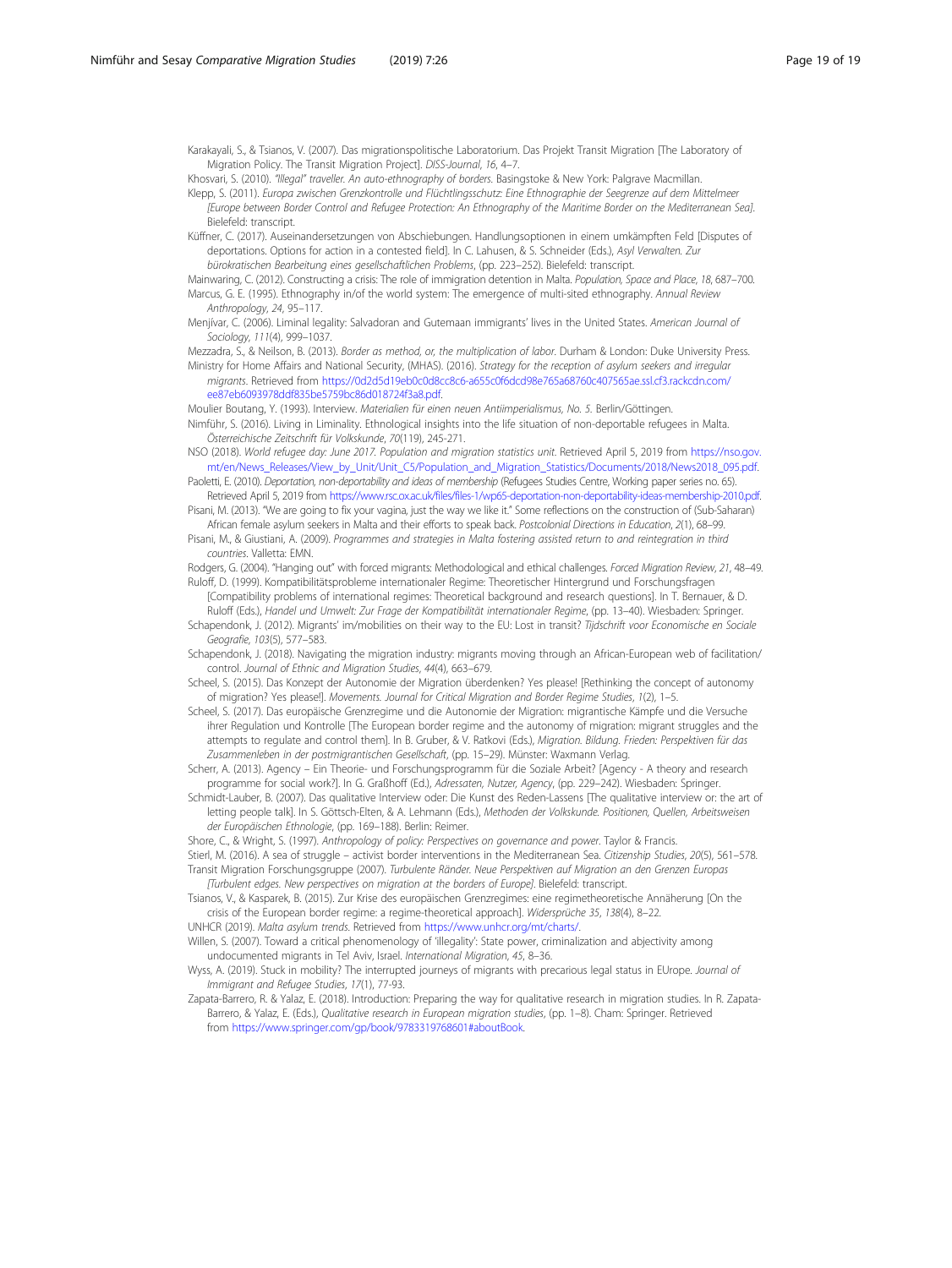Karakayali, S., & Tsianos, V. (2007). Das migrationspolitische Laboratorium. Das Projekt Transit Migration [The Laboratory of Migration Policy. The Transit Migration Project]. *DISS-Journal*, *16*, 4–7.

Khosvari, S. (2010). *"Illegal" traveller. An auto-ethnography of borders*. Basingstoke & New York: Palgrave Macmillan.

Klepp, S. (2011). *Europa zwischen Grenzkontrolle und Flüchtlingsschutz: Eine Ethnographie der Seegrenze auf dem Mittelmeer [Europe between Border Control and Refugee Protection: An Ethnography of the Maritime Border on the Mediterranean Sea]*. Bielefeld: transcript.

Küffner, C. (2017). Auseinandersetzungen von Abschiebungen. Handlungsoptionen in einem umkämpften Feld [Disputes of deportations. Options for action in a contested field]. In C. Lahusen, & S. Schneider (Eds.), *Asyl Verwalten. Zur bürokratischen Bearbeitung eines gesellschaftlichen Problems*, (pp. 223–252). Bielefeld: transcript.

Mainwaring, C. (2012). Constructing a crisis: The role of immigration detention in Malta. *Population, Space and Place*, *18*, 687–700.

Marcus, G. E. (1995). Ethnography in/of the world system: The emergence of multi-sited ethnography. *Annual Review Anthropology*, *24*, 95–117.

Menjívar, C. (2006). Liminal legality: Salvadoran and Gutemaan immigrants' lives in the United States. *American Journal of Sociology*, *111*(4), 999–1037.

Mezzadra, S., & Neilson, B. (2013). *Border as method, or, the multiplication of labor*. Durham & London: Duke University Press.

Ministry for Home Affairs and National Security, (MHAS). (2016). *Strategy for the reception of asylum seekers and irregular migrants*. Retrieved from https://0d2d5d19eb0c0d8cc8c6-a655c0f6dcd98e765a68760c407565ae.ssl.cf3.rackcdn.com/ee87eb6093978ddf835be5759bc86d018724f3a8.pdf.

Moulier Boutang, Y. (1993). Interview. *Materialien für einen neuen Antiimperialismus, No. 5*. Berlin/Göttingen.

Nimführ, S. (2016). Living in Liminality. Ethnological insights into the life situation of non-deportable refugees in Malta. *Österreichische Zeitschrift für Volkskunde*, *70*(119), 245-271.

NSO (2018). *World refugee day: June 2017. Population and migration statistics unit*. Retrieved April 5, 2019 from https://nso.gov.mt/en/News_Releases/View_by_Unit/Unit_C5/Population_and_Migration_Statistics/Documents/2018/News2018_095.pdf.

Paoletti, E. (2010). *Deportation, non-deportability and ideas of membership* (Refugees Studies Centre, Working paper series no. 65). Retrieved April 5, 2019 from https://www.rsc.ox.ac.uk/files/files-1/wp65-deportation-non-deportability-ideas-membership-2010.pdf.

Pisani, M. (2013). "We are going to fix your vagina, just the way we like it." Some reflections on the construction of (Sub-Saharan) African female asylum seekers in Malta and their efforts to speak back. *Postcolonial Directions in Education*, *2*(1), 68–99.

Pisani, M., & Giustiani, A. (2009). *Programmes and strategies in Malta fostering assisted return to and reintegration in third countries*. Valletta: EMN.

Rodgers, G. (2004). "Hanging out" with forced migrants: Methodological and ethical challenges. *Forced Migration Review*, *21*, 48–49.

Ruloff, D. (1999). Kompatibilitätsprobleme internationaler Regime: Theoretischer Hintergrund und Forschungsfragen [Compatibility problems of international regimes: Theoretical background and research questions]. In T. Bernauer, & D. Ruloff (Eds.), *Handel und Umwelt: Zur Frage der Kompatibilität internationaler Regime*, (pp. 13–40). Wiesbaden: Springer.

Schapendonk, J. (2012). Migrants' im/mobilities on their way to the EU: Lost in transit? *Tijdschrift voor Economische en Sociale Geografie*, *103*(5), 577–583.

Schapendonk, J. (2018). Navigating the migration industry: migrants moving through an African-European web of facilitation/control. *Journal of Ethnic and Migration Studies*, *44*(4), 663–679.

Scheel, S. (2015). Das Konzept der Autonomie der Migration überdenken? Yes please! [Rethinking the concept of autonomy of migration? Yes please!]. *Movements. Journal for Critical Migration and Border Regime Studies*, *1*(2), 1–5.

Scheel, S. (2017). Das europäische Grenzregime und die Autonomie der Migration: migrantische Kämpfe und die Versuche ihrer Regulation und Kontrolle [The European border regime and the autonomy of migration: migrant struggles and the attempts to regulate and control them]. In B. Gruber, & V. Ratkovi (Eds.), *Migration. Bildung. Frieden: Perspektiven für das Zusammenleben in der postmigrantischen Gesellschaft*, (pp. 15–29). Münster: Waxmann Verlag.

Scherr, A. (2013). Agency – Ein Theorie- und Forschungsprogramm für die Soziale Arbeit? [Agency - A theory and research programme for social work?]. In G. Graßhoff (Ed.), *Adressaten, Nutzer, Agency*, (pp. 229–242). Wiesbaden: Springer.

Schmidt-Lauber, B. (2007). Das qualitative Interview oder: Die Kunst des Reden-Lassens [The qualitative interview or: the art of letting people talk]. In S. Göttsch-Elten, & A. Lehmann (Eds.), *Methoden der Volkskunde. Positionen, Quellen, Arbeitsweisen der Europäischen Ethnologie*, (pp. 169–188). Berlin: Reimer.

Shore, C., & Wright, S. (1997). *Anthropology of policy: Perspectives on governance and power*. Taylor & Francis.

Stierl, M. (2016). A sea of struggle – activist border interventions in the Mediterranean Sea. *Citizenship Studies*, *20*(5), 561–578.

Transit Migration Forschungsgruppe (2007). *Turbulente Ränder. Neue Perspektiven auf Migration an den Grenzen Europas [Turbulent edges. New perspectives on migration at the borders of Europe]*. Bielefeld: transcript.

Tsianos, V., & Kasparek, B. (2015). Zur Krise des europäischen Grenzregimes: eine regimetheoretische Annäherung [On the crisis of the European border regime: a regime-theoretical approach]. *Widersprüche 35*, *138*(4), 8–22.

UNHCR (2019). *Malta asylum trends*. Retrieved from https://www.unhcr.org/mt/charts/.

Willen, S. (2007). Toward a critical phenomenology of 'illegality': State power, criminalization and abjectivity among undocumented migrants in Tel Aviv, Israel. *International Migration*, *45*, 8–36.

Wyss, A. (2019). Stuck in mobility? The interrupted journeys of migrants with precarious legal status in EUrope. *Journal of Immigrant and Refugee Studies*, *17*(1), 77-93.

Zapata-Barrero, R. & Yalaz, E. (2018). Introduction: Preparing the way for qualitative research in migration studies. In R. Zapata-Barrero, & Yalaz, E. (Eds.), *Qualitative research in European migration studies*, (pp. 1–8). Cham: Springer. Retrieved from https://www.springer.com/gp/book/9783319768601#aboutBook.